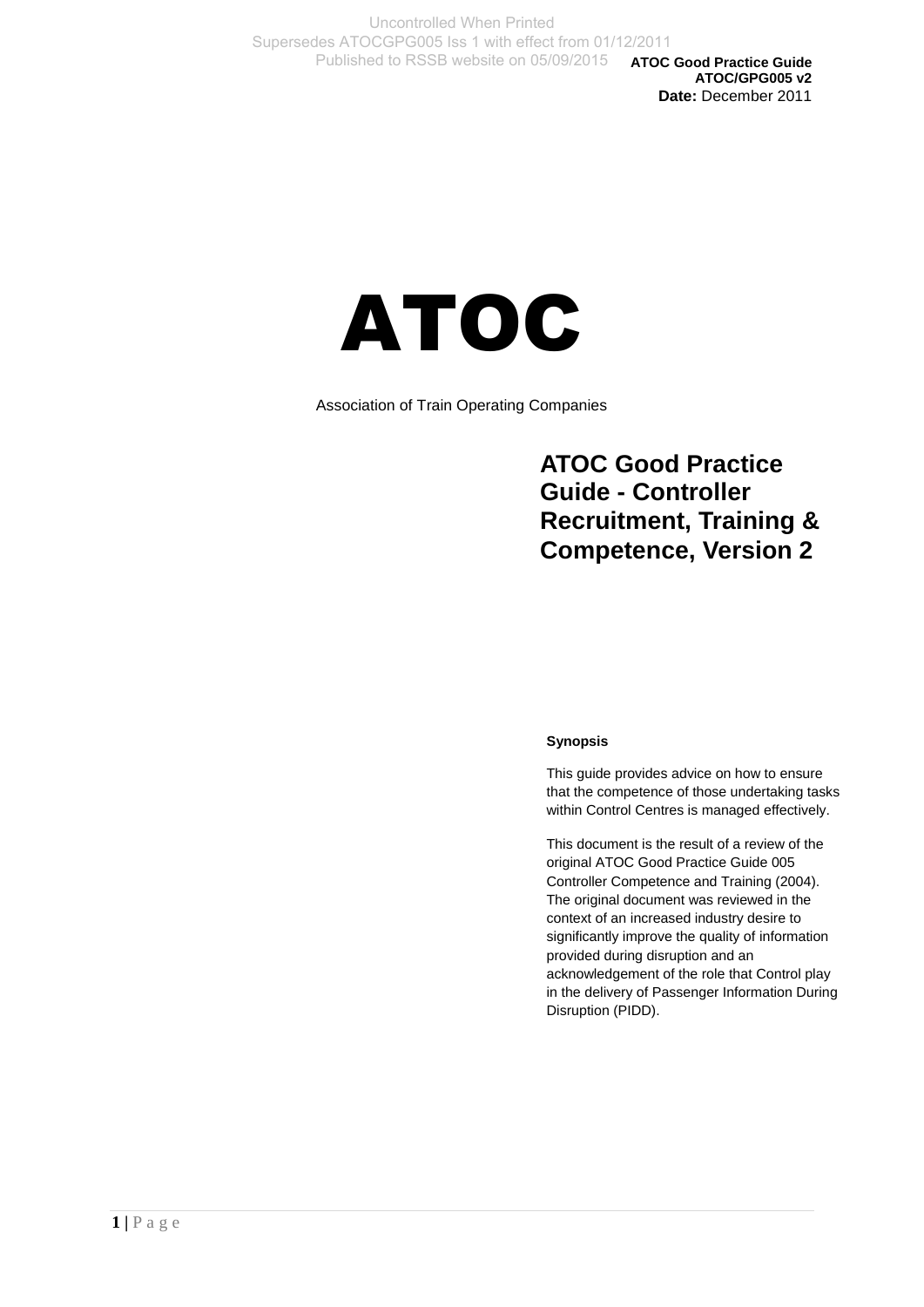Uncontrolled When Printed
Supersedes ATOCGPG005 Iss 1 with effect from 01/12/2011
Published to RSSB website on 05/09/2015

**ATOC Good Practice Guide**
**ATOC/GPG005 v2**
**Date:** December 2011

# ATOC

Association of Train Operating Companies

## ATOC Good Practice Guide - Controller Recruitment, Training & Competence, Version 2

**Synopsis**

This guide provides advice on how to ensure that the competence of those undertaking tasks within Control Centres is managed effectively.

This document is the result of a review of the original ATOC Good Practice Guide 005 Controller Competence and Training (2004). The original document was reviewed in the context of an increased industry desire to significantly improve the quality of information provided during disruption and an acknowledgement of the role that Control play in the delivery of Passenger Information During Disruption (PIDD).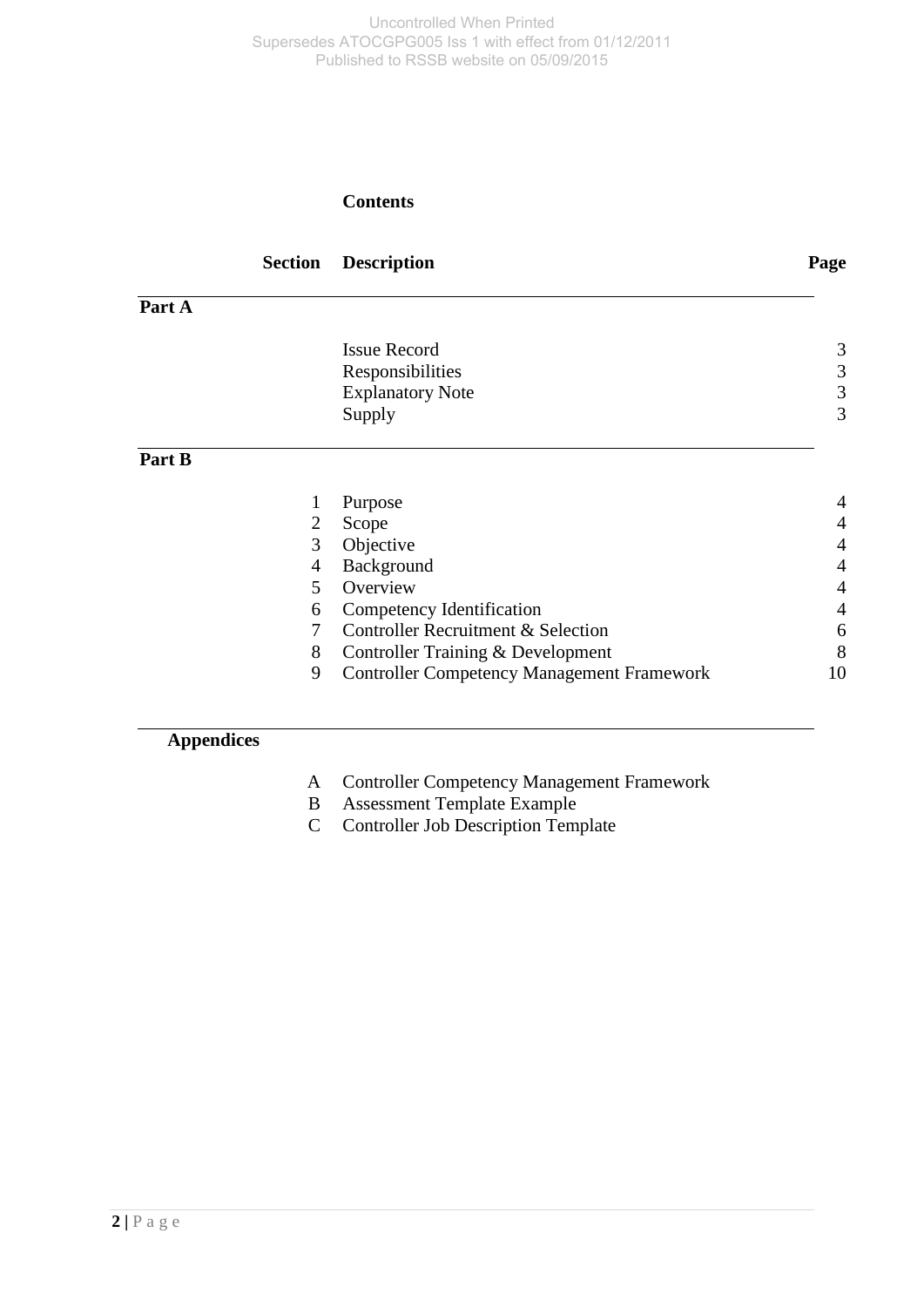**Contents**

| Section | Description | Page |
|---|---|---|
| **Part A** | | |
| | Issue Record | 3 |
| | Responsibilities | 3 |
| | Explanatory Note | 3 |
| | Supply | 3 |
| **Part B** | | |
| 1 | Purpose | 4 |
| 2 | Scope | 4 |
| 3 | Objective | 4 |
| 4 | Background | 4 |
| 5 | Overview | 4 |
| 6 | Competency Identification | 4 |
| 7 | Controller Recruitment & Selection | 6 |
| 8 | Controller Training & Development | 8 |
| 9 | Controller Competency Management Framework | 10 |
| **Appendices** | | |
| A | Controller Competency Management Framework | |
| B | Assessment Template Example | |
| C | Controller Job Description Template | |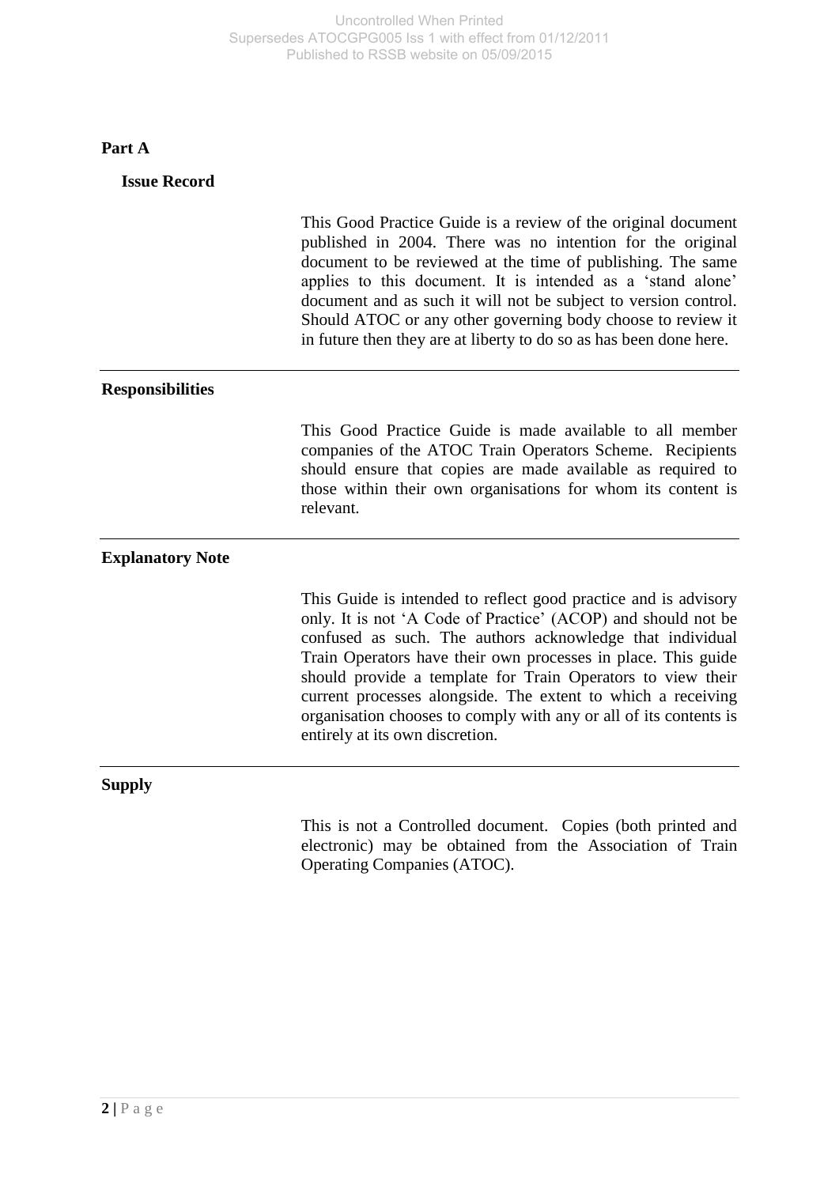## Part A

### Issue Record

This Good Practice Guide is a review of the original document published in 2004. There was no intention for the original document to be reviewed at the time of publishing. The same applies to this document. It is intended as a 'stand alone' document and as such it will not be subject to version control. Should ATOC or any other governing body choose to review it in future then they are at liberty to do so as has been done here.

---

### Responsibilities

This Good Practice Guide is made available to all member companies of the ATOC Train Operators Scheme. Recipients should ensure that copies are made available as required to those within their own organisations for whom its content is relevant.

---

### Explanatory Note

This Guide is intended to reflect good practice and is advisory only. It is not 'A Code of Practice' (ACOP) and should not be confused as such. The authors acknowledge that individual Train Operators have their own processes in place. This guide should provide a template for Train Operators to view their current processes alongside. The extent to which a receiving organisation chooses to comply with any or all of its contents is entirely at its own discretion.

---

### Supply

This is not a Controlled document. Copies (both printed and electronic) may be obtained from the Association of Train Operating Companies (ATOC).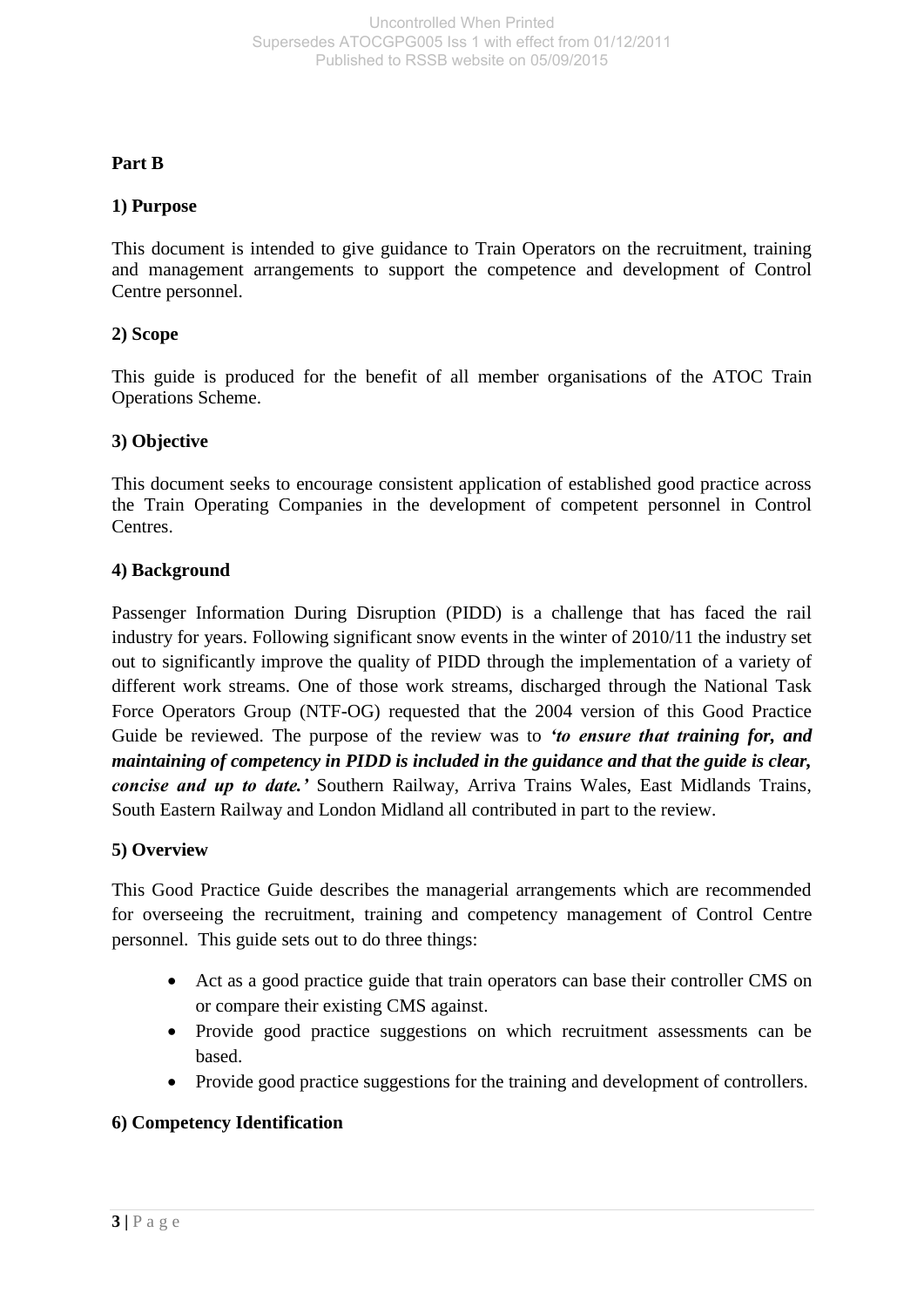## Part B

### 1) Purpose

This document is intended to give guidance to Train Operators on the recruitment, training and management arrangements to support the competence and development of Control Centre personnel.

### 2) Scope

This guide is produced for the benefit of all member organisations of the ATOC Train Operations Scheme.

### 3) Objective

This document seeks to encourage consistent application of established good practice across the Train Operating Companies in the development of competent personnel in Control Centres.

### 4) Background

Passenger Information During Disruption (PIDD) is a challenge that has faced the rail industry for years. Following significant snow events in the winter of 2010/11 the industry set out to significantly improve the quality of PIDD through the implementation of a variety of different work streams. One of those work streams, discharged through the National Task Force Operators Group (NTF-OG) requested that the 2004 version of this Good Practice Guide be reviewed. The purpose of the review was to ***'to ensure that training for, and maintaining of competency in PIDD is included in the guidance and that the guide is clear, concise and up to date.'*** Southern Railway, Arriva Trains Wales, East Midlands Trains, South Eastern Railway and London Midland all contributed in part to the review.

### 5) Overview

This Good Practice Guide describes the managerial arrangements which are recommended for overseeing the recruitment, training and competency management of Control Centre personnel. This guide sets out to do three things:

- Act as a good practice guide that train operators can base their controller CMS on or compare their existing CMS against.
- Provide good practice suggestions on which recruitment assessments can be based.
- Provide good practice suggestions for the training and development of controllers.

### 6) Competency Identification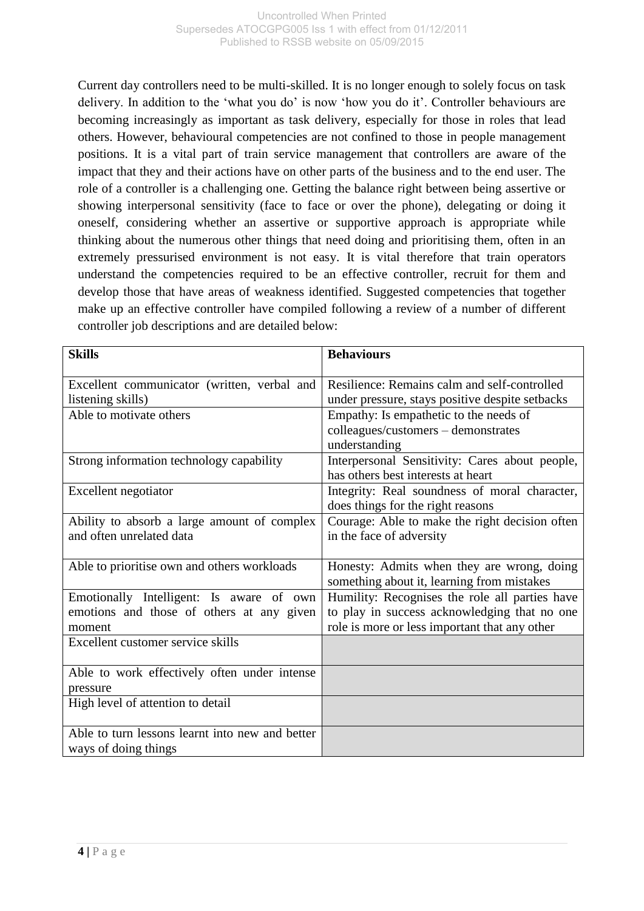Current day controllers need to be multi-skilled. It is no longer enough to solely focus on task delivery. In addition to the 'what you do' is now 'how you do it'. Controller behaviours are becoming increasingly as important as task delivery, especially for those in roles that lead others. However, behavioural competencies are not confined to those in people management positions. It is a vital part of train service management that controllers are aware of the impact that they and their actions have on other parts of the business and to the end user. The role of a controller is a challenging one. Getting the balance right between being assertive or showing interpersonal sensitivity (face to face or over the phone), delegating or doing it oneself, considering whether an assertive or supportive approach is appropriate while thinking about the numerous other things that need doing and prioritising them, often in an extremely pressurised environment is not easy. It is vital therefore that train operators understand the competencies required to be an effective controller, recruit for them and develop those that have areas of weakness identified. Suggested competencies that together make up an effective controller have compiled following a review of a number of different controller job descriptions and are detailed below:

| **Skills** | **Behaviours** |
|---|---|
| Excellent communicator (written, verbal and listening skills) | Resilience: Remains calm and self-controlled under pressure, stays positive despite setbacks |
| Able to motivate others | Empathy: Is empathetic to the needs of colleagues/customers – demonstrates understanding |
| Strong information technology capability | Interpersonal Sensitivity: Cares about people, has others best interests at heart |
| Excellent negotiator | Integrity: Real soundness of moral character, does things for the right reasons |
| Ability to absorb a large amount of complex and often unrelated data | Courage: Able to make the right decision often in the face of adversity |
| Able to prioritise own and others workloads | Honesty: Admits when they are wrong, doing something about it, learning from mistakes |
| Emotionally Intelligent: Is aware of own emotions and those of others at any given moment | Humility: Recognises the role all parties have to play in success acknowledging that no one role is more or less important that any other |
| Excellent customer service skills | |
| Able to work effectively often under intense pressure | |
| High level of attention to detail | |
| Able to turn lessons learnt into new and better ways of doing things | |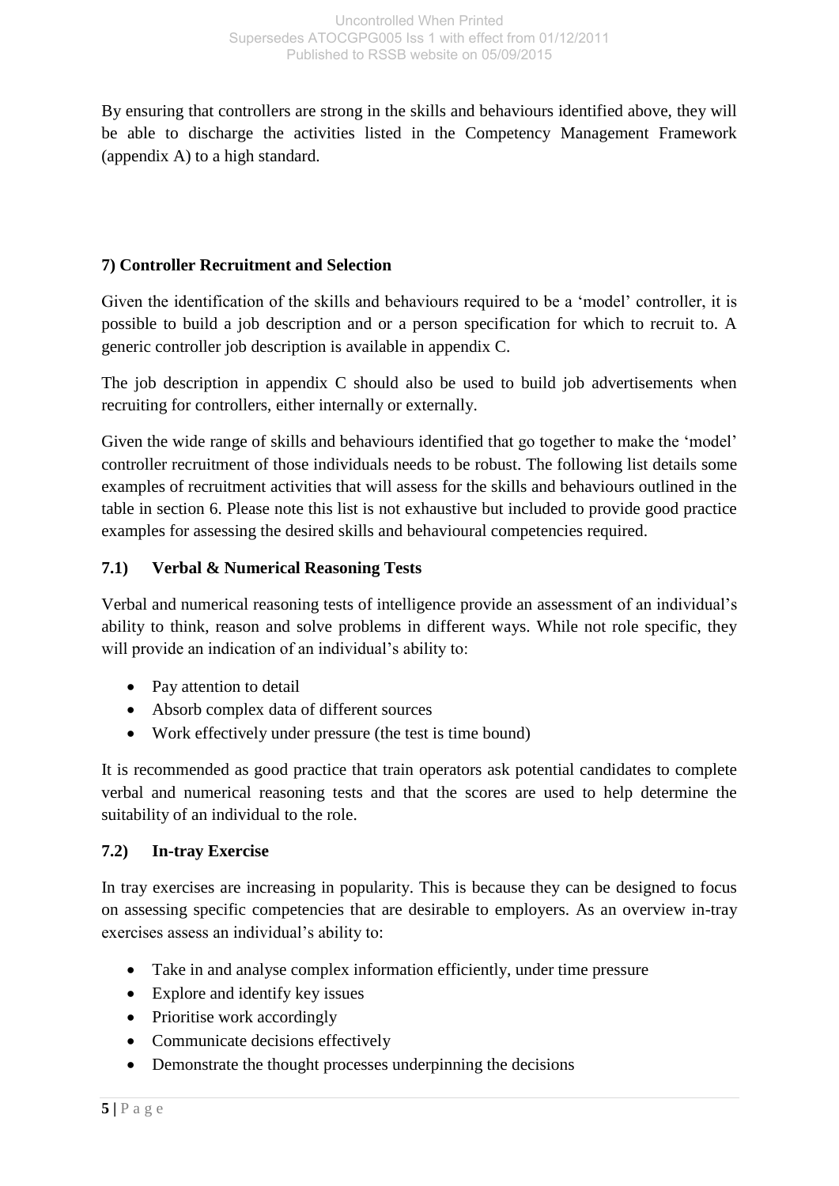By ensuring that controllers are strong in the skills and behaviours identified above, they will be able to discharge the activities listed in the Competency Management Framework (appendix A) to a high standard.

## 7) Controller Recruitment and Selection

Given the identification of the skills and behaviours required to be a 'model' controller, it is possible to build a job description and or a person specification for which to recruit to. A generic controller job description is available in appendix C.

The job description in appendix C should also be used to build job advertisements when recruiting for controllers, either internally or externally.

Given the wide range of skills and behaviours identified that go together to make the 'model' controller recruitment of those individuals needs to be robust. The following list details some examples of recruitment activities that will assess for the skills and behaviours outlined in the table in section 6. Please note this list is not exhaustive but included to provide good practice examples for assessing the desired skills and behavioural competencies required.

### 7.1) Verbal & Numerical Reasoning Tests

Verbal and numerical reasoning tests of intelligence provide an assessment of an individual's ability to think, reason and solve problems in different ways. While not role specific, they will provide an indication of an individual's ability to:

- Pay attention to detail
- Absorb complex data of different sources
- Work effectively under pressure (the test is time bound)

It is recommended as good practice that train operators ask potential candidates to complete verbal and numerical reasoning tests and that the scores are used to help determine the suitability of an individual to the role.

### 7.2) In-tray Exercise

In tray exercises are increasing in popularity. This is because they can be designed to focus on assessing specific competencies that are desirable to employers. As an overview in-tray exercises assess an individual's ability to:

- Take in and analyse complex information efficiently, under time pressure
- Explore and identify key issues
- Prioritise work accordingly
- Communicate decisions effectively
- Demonstrate the thought processes underpinning the decisions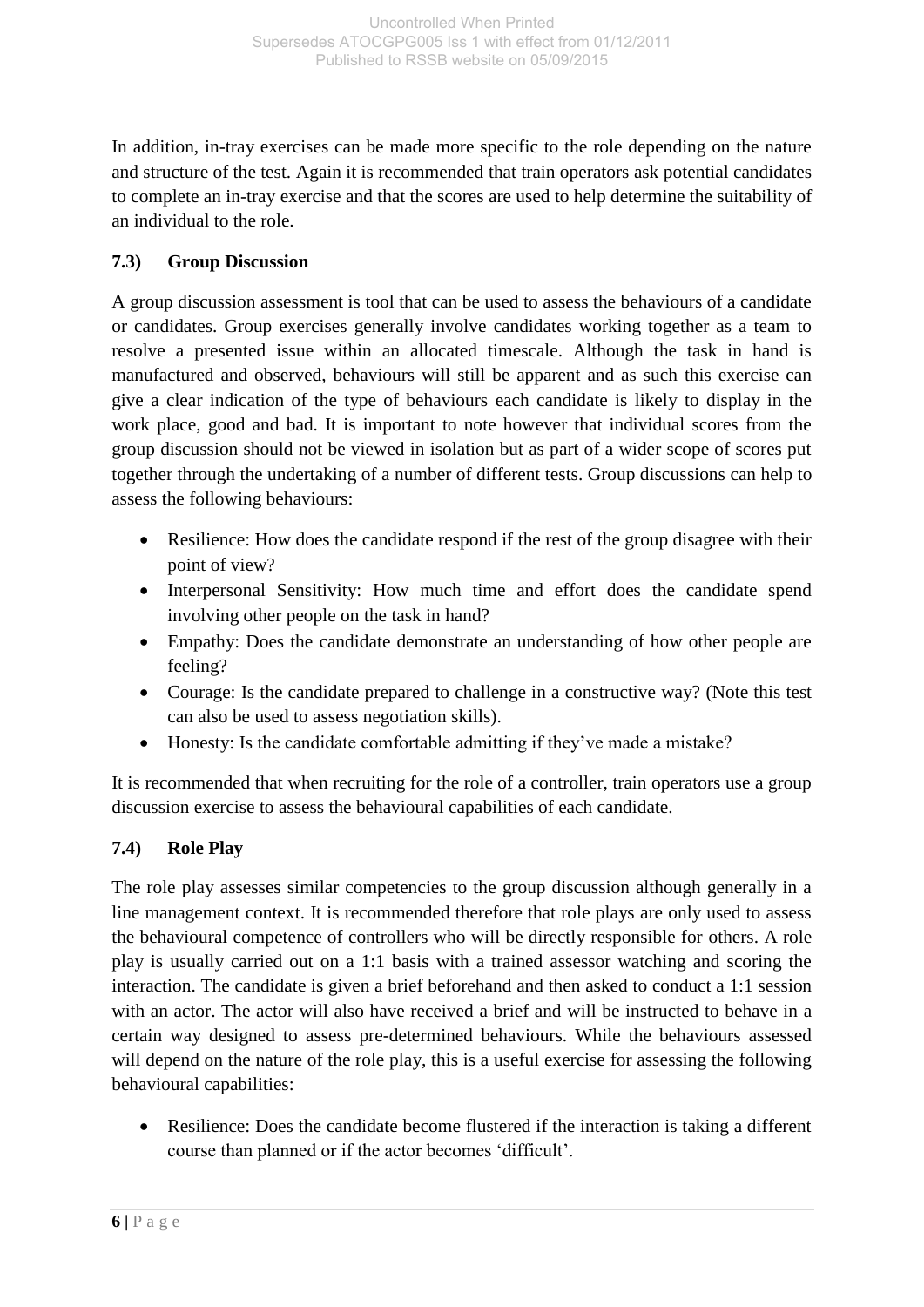In addition, in-tray exercises can be made more specific to the role depending on the nature and structure of the test. Again it is recommended that train operators ask potential candidates to complete an in-tray exercise and that the scores are used to help determine the suitability of an individual to the role.

### 7.3) Group Discussion

A group discussion assessment is tool that can be used to assess the behaviours of a candidate or candidates. Group exercises generally involve candidates working together as a team to resolve a presented issue within an allocated timescale. Although the task in hand is manufactured and observed, behaviours will still be apparent and as such this exercise can give a clear indication of the type of behaviours each candidate is likely to display in the work place, good and bad. It is important to note however that individual scores from the group discussion should not be viewed in isolation but as part of a wider scope of scores put together through the undertaking of a number of different tests. Group discussions can help to assess the following behaviours:

- Resilience: How does the candidate respond if the rest of the group disagree with their point of view?
- Interpersonal Sensitivity: How much time and effort does the candidate spend involving other people on the task in hand?
- Empathy: Does the candidate demonstrate an understanding of how other people are feeling?
- Courage: Is the candidate prepared to challenge in a constructive way? (Note this test can also be used to assess negotiation skills).
- Honesty: Is the candidate comfortable admitting if they've made a mistake?

It is recommended that when recruiting for the role of a controller, train operators use a group discussion exercise to assess the behavioural capabilities of each candidate.

### 7.4) Role Play

The role play assesses similar competencies to the group discussion although generally in a line management context. It is recommended therefore that role plays are only used to assess the behavioural competence of controllers who will be directly responsible for others. A role play is usually carried out on a 1:1 basis with a trained assessor watching and scoring the interaction. The candidate is given a brief beforehand and then asked to conduct a 1:1 session with an actor. The actor will also have received a brief and will be instructed to behave in a certain way designed to assess pre-determined behaviours. While the behaviours assessed will depend on the nature of the role play, this is a useful exercise for assessing the following behavioural capabilities:

- Resilience: Does the candidate become flustered if the interaction is taking a different course than planned or if the actor becomes 'difficult'.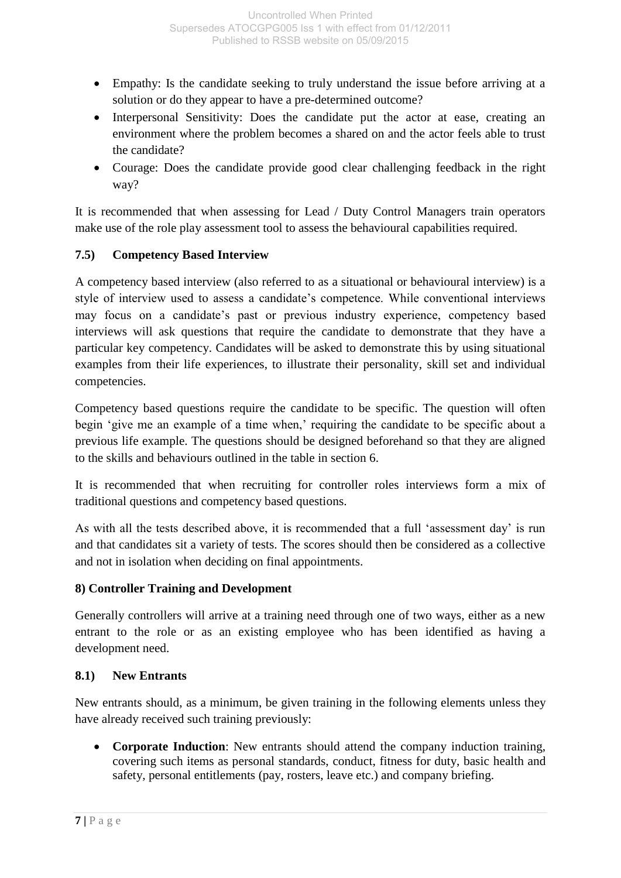- Empathy: Is the candidate seeking to truly understand the issue before arriving at a solution or do they appear to have a pre-determined outcome?
- Interpersonal Sensitivity: Does the candidate put the actor at ease, creating an environment where the problem becomes a shared on and the actor feels able to trust the candidate?
- Courage: Does the candidate provide good clear challenging feedback in the right way?

It is recommended that when assessing for Lead / Duty Control Managers train operators make use of the role play assessment tool to assess the behavioural capabilities required.

### 7.5) Competency Based Interview

A competency based interview (also referred to as a situational or behavioural interview) is a style of interview used to assess a candidate's competence. While conventional interviews may focus on a candidate's past or previous industry experience, competency based interviews will ask questions that require the candidate to demonstrate that they have a particular key competency. Candidates will be asked to demonstrate this by using situational examples from their life experiences, to illustrate their personality, skill set and individual competencies.

Competency based questions require the candidate to be specific. The question will often begin 'give me an example of a time when,' requiring the candidate to be specific about a previous life example. The questions should be designed beforehand so that they are aligned to the skills and behaviours outlined in the table in section 6.

It is recommended that when recruiting for controller roles interviews form a mix of traditional questions and competency based questions.

As with all the tests described above, it is recommended that a full 'assessment day' is run and that candidates sit a variety of tests. The scores should then be considered as a collective and not in isolation when deciding on final appointments.

## 8) Controller Training and Development

Generally controllers will arrive at a training need through one of two ways, either as a new entrant to the role or as an existing employee who has been identified as having a development need.

### 8.1) New Entrants

New entrants should, as a minimum, be given training in the following elements unless they have already received such training previously:

- **Corporate Induction**: New entrants should attend the company induction training, covering such items as personal standards, conduct, fitness for duty, basic health and safety, personal entitlements (pay, rosters, leave etc.) and company briefing.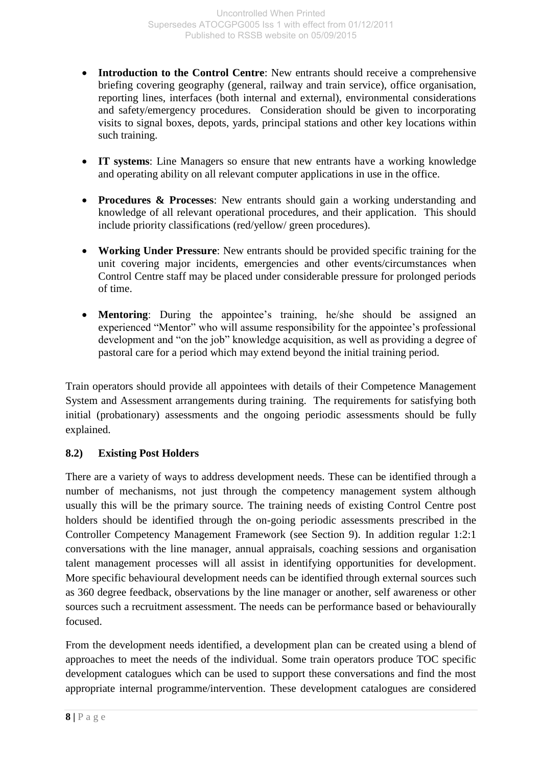- **Introduction to the Control Centre**: New entrants should receive a comprehensive briefing covering geography (general, railway and train service), office organisation, reporting lines, interfaces (both internal and external), environmental considerations and safety/emergency procedures. Consideration should be given to incorporating visits to signal boxes, depots, yards, principal stations and other key locations within such training.

- **IT systems**: Line Managers so ensure that new entrants have a working knowledge and operating ability on all relevant computer applications in use in the office.

- **Procedures & Processes**: New entrants should gain a working understanding and knowledge of all relevant operational procedures, and their application. This should include priority classifications (red/yellow/ green procedures).

- **Working Under Pressure**: New entrants should be provided specific training for the unit covering major incidents, emergencies and other events/circumstances when Control Centre staff may be placed under considerable pressure for prolonged periods of time.

- **Mentoring**: During the appointee's training, he/she should be assigned an experienced "Mentor" who will assume responsibility for the appointee's professional development and "on the job" knowledge acquisition, as well as providing a degree of pastoral care for a period which may extend beyond the initial training period.

Train operators should provide all appointees with details of their Competence Management System and Assessment arrangements during training. The requirements for satisfying both initial (probationary) assessments and the ongoing periodic assessments should be fully explained.

### 8.2) Existing Post Holders

There are a variety of ways to address development needs. These can be identified through a number of mechanisms, not just through the competency management system although usually this will be the primary source. The training needs of existing Control Centre post holders should be identified through the on-going periodic assessments prescribed in the Controller Competency Management Framework (see Section 9). In addition regular 1:2:1 conversations with the line manager, annual appraisals, coaching sessions and organisation talent management processes will all assist in identifying opportunities for development. More specific behavioural development needs can be identified through external sources such as 360 degree feedback, observations by the line manager or another, self awareness or other sources such a recruitment assessment. The needs can be performance based or behaviourally focused.

From the development needs identified, a development plan can be created using a blend of approaches to meet the needs of the individual. Some train operators produce TOC specific development catalogues which can be used to support these conversations and find the most appropriate internal programme/intervention. These development catalogues are considered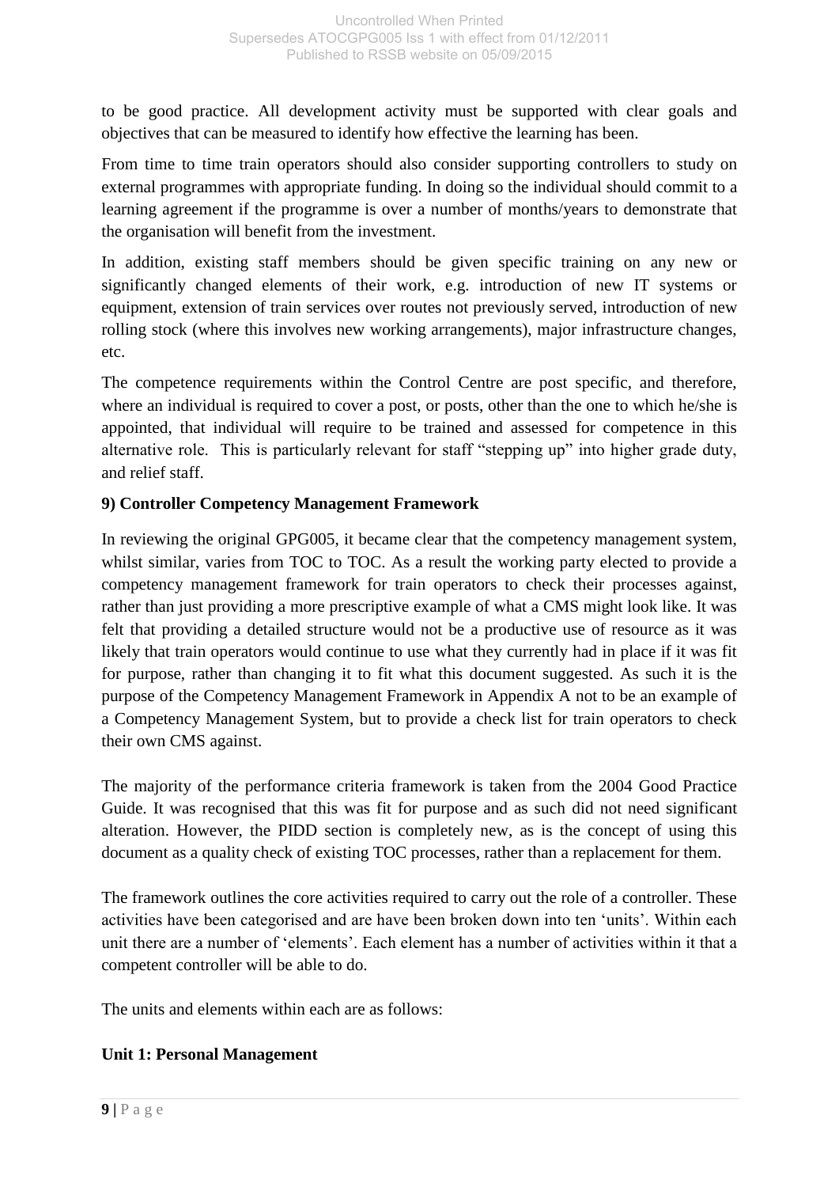to be good practice. All development activity must be supported with clear goals and objectives that can be measured to identify how effective the learning has been.

From time to time train operators should also consider supporting controllers to study on external programmes with appropriate funding. In doing so the individual should commit to a learning agreement if the programme is over a number of months/years to demonstrate that the organisation will benefit from the investment.

In addition, existing staff members should be given specific training on any new or significantly changed elements of their work, e.g. introduction of new IT systems or equipment, extension of train services over routes not previously served, introduction of new rolling stock (where this involves new working arrangements), major infrastructure changes, etc.

The competence requirements within the Control Centre are post specific, and therefore, where an individual is required to cover a post, or posts, other than the one to which he/she is appointed, that individual will require to be trained and assessed for competence in this alternative role. This is particularly relevant for staff "stepping up" into higher grade duty, and relief staff.

## 9) Controller Competency Management Framework

In reviewing the original GPG005, it became clear that the competency management system, whilst similar, varies from TOC to TOC. As a result the working party elected to provide a competency management framework for train operators to check their processes against, rather than just providing a more prescriptive example of what a CMS might look like. It was felt that providing a detailed structure would not be a productive use of resource as it was likely that train operators would continue to use what they currently had in place if it was fit for purpose, rather than changing it to fit what this document suggested. As such it is the purpose of the Competency Management Framework in Appendix A not to be an example of a Competency Management System, but to provide a check list for train operators to check their own CMS against.

The majority of the performance criteria framework is taken from the 2004 Good Practice Guide. It was recognised that this was fit for purpose and as such did not need significant alteration. However, the PIDD section is completely new, as is the concept of using this document as a quality check of existing TOC processes, rather than a replacement for them.

The framework outlines the core activities required to carry out the role of a controller. These activities have been categorised and are have been broken down into ten 'units'. Within each unit there are a number of 'elements'. Each element has a number of activities within it that a competent controller will be able to do.

The units and elements within each are as follows:

**Unit 1: Personal Management**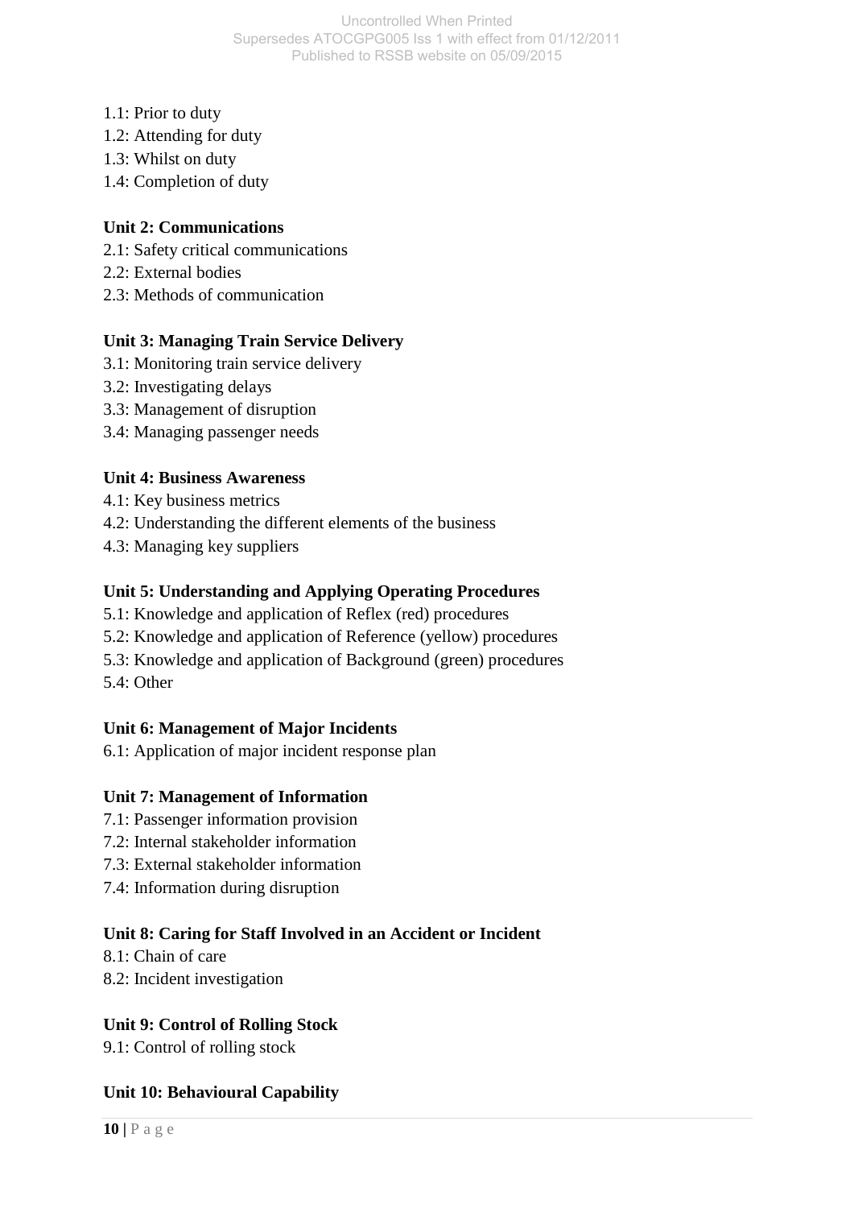1.1: Prior to duty
1.2: Attending for duty
1.3: Whilst on duty
1.4: Completion of duty

**Unit 2: Communications**

2.1: Safety critical communications
2.2: External bodies
2.3: Methods of communication

**Unit 3: Managing Train Service Delivery**

3.1: Monitoring train service delivery
3.2: Investigating delays
3.3: Management of disruption
3.4: Managing passenger needs

**Unit 4: Business Awareness**

4.1: Key business metrics
4.2: Understanding the different elements of the business
4.3: Managing key suppliers

**Unit 5: Understanding and Applying Operating Procedures**

5.1: Knowledge and application of Reflex (red) procedures
5.2: Knowledge and application of Reference (yellow) procedures
5.3: Knowledge and application of Background (green) procedures
5.4: Other

**Unit 6: Management of Major Incidents**

6.1: Application of major incident response plan

**Unit 7: Management of Information**

7.1: Passenger information provision
7.2: Internal stakeholder information
7.3: External stakeholder information
7.4: Information during disruption

**Unit 8: Caring for Staff Involved in an Accident or Incident**

8.1: Chain of care
8.2: Incident investigation

**Unit 9: Control of Rolling Stock**

9.1: Control of rolling stock

**Unit 10: Behavioural Capability**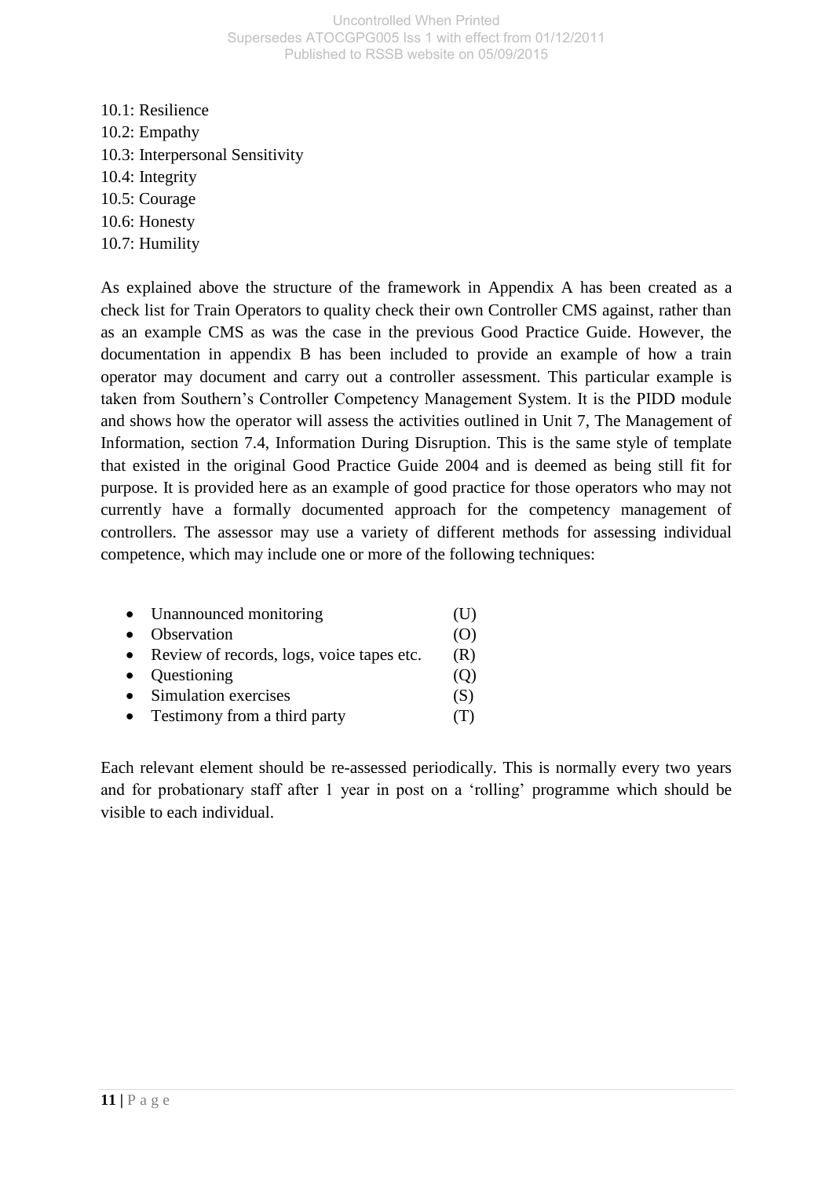10.1: Resilience
10.2: Empathy
10.3: Interpersonal Sensitivity
10.4: Integrity
10.5: Courage
10.6: Honesty
10.7: Humility

As explained above the structure of the framework in Appendix A has been created as a check list for Train Operators to quality check their own Controller CMS against, rather than as an example CMS as was the case in the previous Good Practice Guide. However, the documentation in appendix B has been included to provide an example of how a train operator may document and carry out a controller assessment. This particular example is taken from Southern's Controller Competency Management System. It is the PIDD module and shows how the operator will assess the activities outlined in Unit 7, The Management of Information, section 7.4, Information During Disruption. This is the same style of template that existed in the original Good Practice Guide 2004 and is deemed as being still fit for purpose. It is provided here as an example of good practice for those operators who may not currently have a formally documented approach for the competency management of controllers. The assessor may use a variety of different methods for assessing individual competence, which may include one or more of the following techniques:

- Unannounced monitoring (U)
- Observation (O)
- Review of records, logs, voice tapes etc. (R)
- Questioning (Q)
- Simulation exercises (S)
- Testimony from a third party (T)

Each relevant element should be re-assessed periodically. This is normally every two years and for probationary staff after 1 year in post on a 'rolling' programme which should be visible to each individual.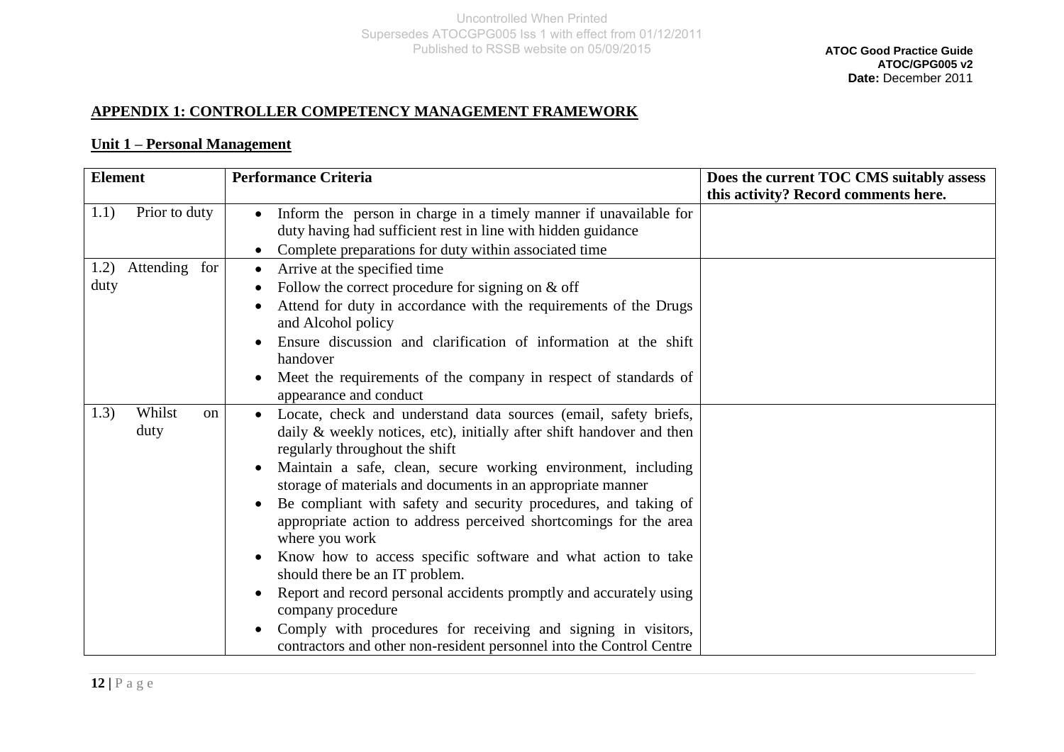## APPENDIX 1: CONTROLLER COMPETENCY MANAGEMENT FRAMEWORK

### Unit 1 – Personal Management

| Element | Performance Criteria | Does the current TOC CMS suitably assess this activity? Record comments here. |
|---|---|---|
| 1.1) Prior to duty | • Inform the person in charge in a timely manner if unavailable for duty having had sufficient rest in line with hidden guidance<br>• Complete preparations for duty within associated time | |
| 1.2) Attending for duty | • Arrive at the specified time<br>• Follow the correct procedure for signing on & off<br>• Attend for duty in accordance with the requirements of the Drugs and Alcohol policy<br>• Ensure discussion and clarification of information at the shift handover<br>• Meet the requirements of the company in respect of standards of appearance and conduct | |
| 1.3) Whilst on duty | • Locate, check and understand data sources (email, safety briefs, daily & weekly notices, etc), initially after shift handover and then regularly throughout the shift<br>• Maintain a safe, clean, secure working environment, including storage of materials and documents in an appropriate manner<br>• Be compliant with safety and security procedures, and taking of appropriate action to address perceived shortcomings for the area where you work<br>• Know how to access specific software and what action to take should there be an IT problem.<br>• Report and record personal accidents promptly and accurately using company procedure<br>• Comply with procedures for receiving and signing in visitors, contractors and other non-resident personnel into the Control Centre | |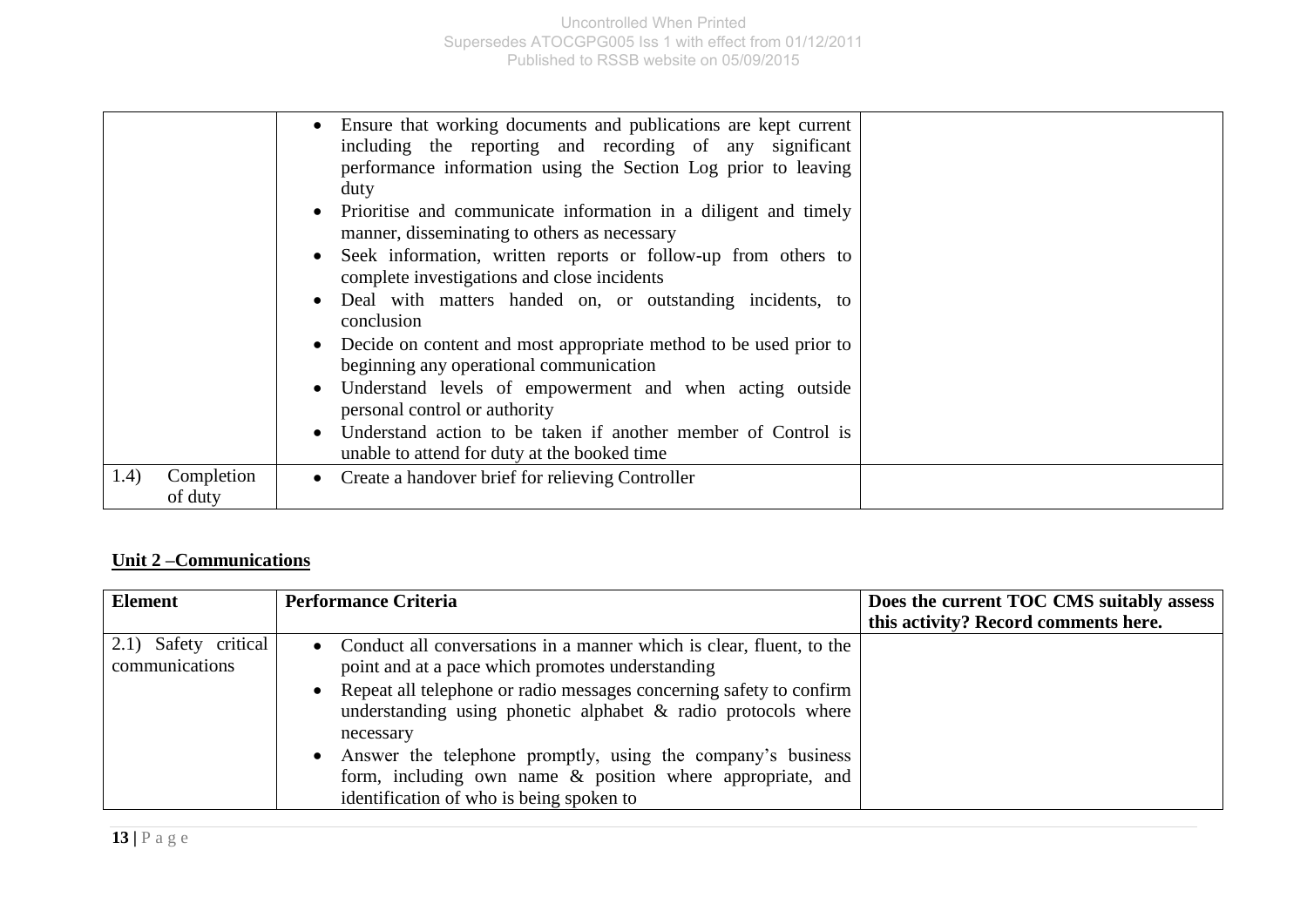| | | |
|---|---|---|
| | • Ensure that working documents and publications are kept current including the reporting and recording of any significant performance information using the Section Log prior to leaving duty<br>• Prioritise and communicate information in a diligent and timely manner, disseminating to others as necessary<br>• Seek information, written reports or follow-up from others to complete investigations and close incidents<br>• Deal with matters handed on, or outstanding incidents, to conclusion<br>• Decide on content and most appropriate method to be used prior to beginning any operational communication<br>• Understand levels of empowerment and when acting outside personal control or authority<br>• Understand action to be taken if another member of Control is unable to attend for duty at the booked time | |
| 1.4) Completion of duty | • Create a handover brief for relieving Controller | |

## Unit 2 –Communications

| Element | Performance Criteria | Does the current TOC CMS suitably assess this activity? Record comments here. |
|---|---|---|
| 2.1) Safety critical communications | • Conduct all conversations in a manner which is clear, fluent, to the point and at a pace which promotes understanding<br>• Repeat all telephone or radio messages concerning safety to confirm understanding using phonetic alphabet & radio protocols where necessary<br>• Answer the telephone promptly, using the company's business form, including own name & position where appropriate, and identification of who is being spoken to | |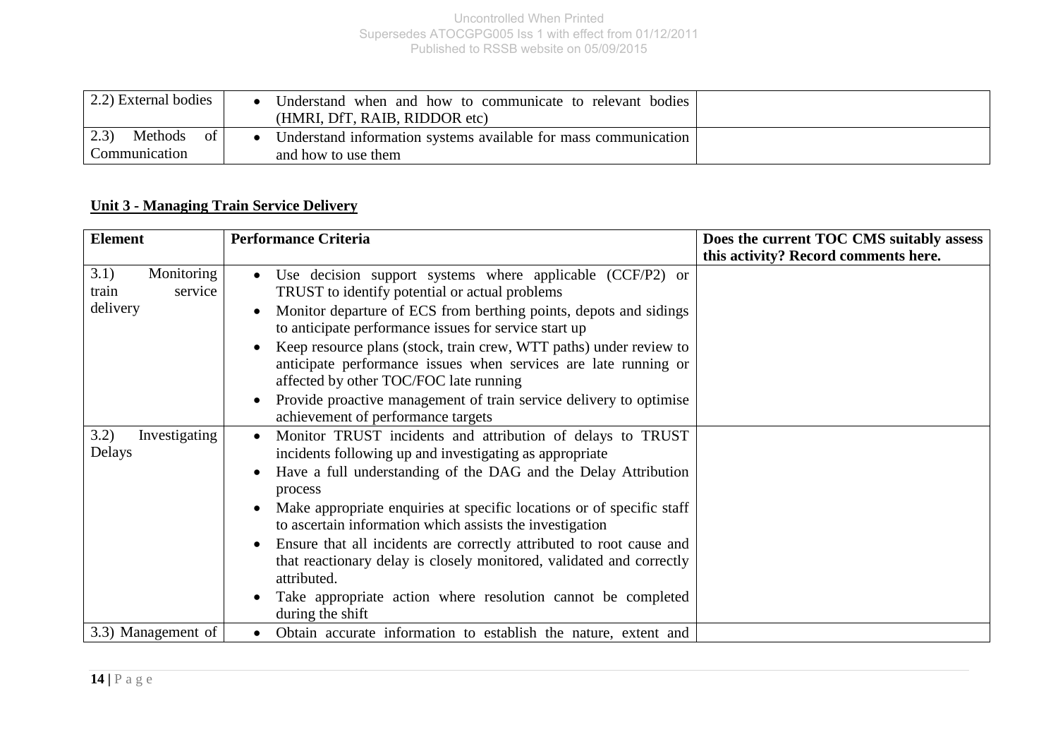| | | |
|---|---|---|
| 2.2) External bodies | • Understand when and how to communicate to relevant bodies (HMRI, DfT, RAIB, RIDDOR etc) | |
| 2.3) Methods of Communication | • Understand information systems available for mass communication and how to use them | |

**Unit 3 - Managing Train Service Delivery**

| Element | Performance Criteria | Does the current TOC CMS suitably assess this activity? Record comments here. |
|---|---|---|
| 3.1) Monitoring train service delivery | • Use decision support systems where applicable (CCF/P2) or TRUST to identify potential or actual problems<br>• Monitor departure of ECS from berthing points, depots and sidings to anticipate performance issues for service start up<br>• Keep resource plans (stock, train crew, WTT paths) under review to anticipate performance issues when services are late running or affected by other TOC/FOC late running<br>• Provide proactive management of train service delivery to optimise achievement of performance targets | |
| 3.2) Investigating Delays | • Monitor TRUST incidents and attribution of delays to TRUST incidents following up and investigating as appropriate<br>• Have a full understanding of the DAG and the Delay Attribution process<br>• Make appropriate enquiries at specific locations or of specific staff to ascertain information which assists the investigation<br>• Ensure that all incidents are correctly attributed to root cause and that reactionary delay is closely monitored, validated and correctly attributed.<br>• Take appropriate action where resolution cannot be completed during the shift | |
| 3.3) Management of | • Obtain accurate information to establish the nature, extent and | |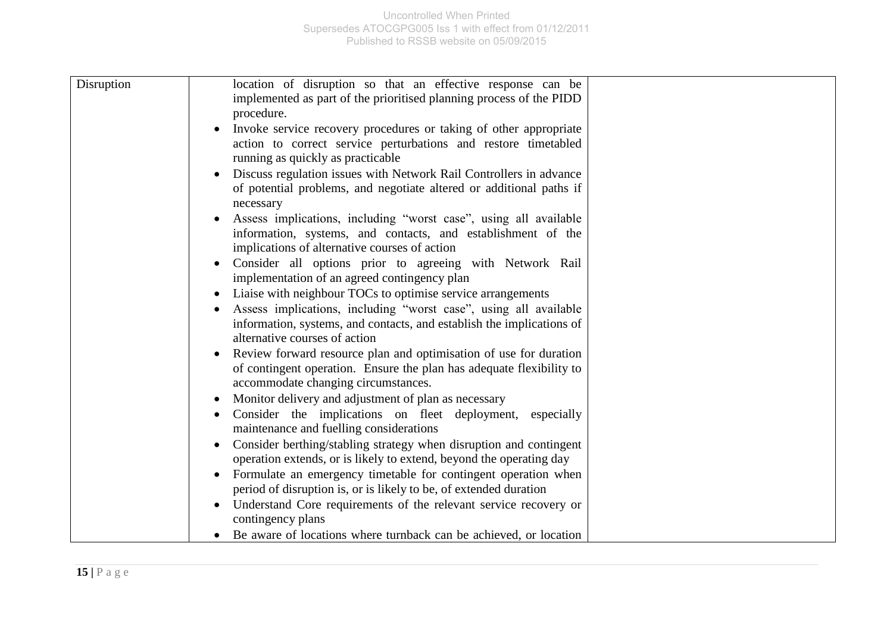| | | |
|---|---|---|
| Disruption | location of disruption so that an effective response can be implemented as part of the prioritised planning process of the PIDD procedure.<br>• Invoke service recovery procedures or taking of other appropriate action to correct service perturbations and restore timetabled running as quickly as practicable<br>• Discuss regulation issues with Network Rail Controllers in advance of potential problems, and negotiate altered or additional paths if necessary<br>• Assess implications, including "worst case", using all available information, systems, and contacts, and establishment of the implications of alternative courses of action<br>• Consider all options prior to agreeing with Network Rail implementation of an agreed contingency plan<br>• Liaise with neighbour TOCs to optimise service arrangements<br>• Assess implications, including "worst case", using all available information, systems, and contacts, and establish the implications of alternative courses of action<br>• Review forward resource plan and optimisation of use for duration of contingent operation. Ensure the plan has adequate flexibility to accommodate changing circumstances.<br>• Monitor delivery and adjustment of plan as necessary<br>• Consider the implications on fleet deployment, especially maintenance and fuelling considerations<br>• Consider berthing/stabling strategy when disruption and contingent operation extends, or is likely to extend, beyond the operating day<br>• Formulate an emergency timetable for contingent operation when period of disruption is, or is likely to be, of extended duration<br>• Understand Core requirements of the relevant service recovery or contingency plans<br>• Be aware of locations where turnback can be achieved, or location | |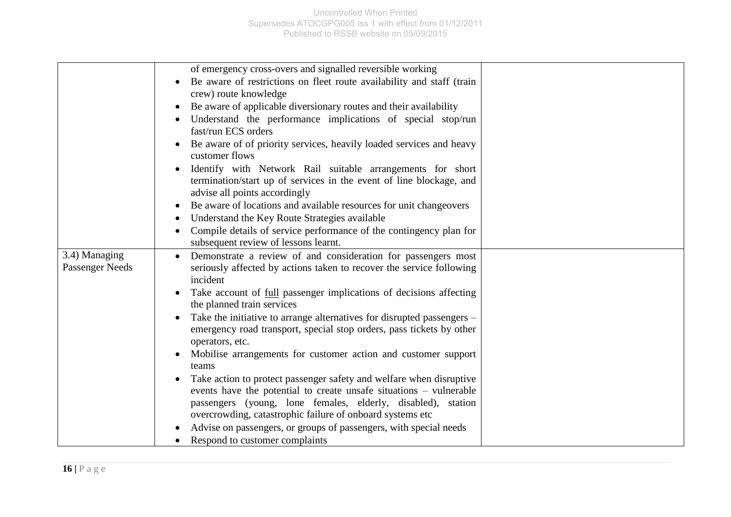|  |  |  |
|---|---|---|
|  | of emergency cross-overs and signalled reversible working<br>• Be aware of restrictions on fleet route availability and staff (train crew) route knowledge<br>• Be aware of applicable diversionary routes and their availability<br>• Understand the performance implications of special stop/run fast/run ECS orders<br>• Be aware of of priority services, heavily loaded services and heavy customer flows<br>• Identify with Network Rail suitable arrangements for short termination/start up of services in the event of line blockage, and advise all points accordingly<br>• Be aware of locations and available resources for unit changeovers<br>• Understand the Key Route Strategies available<br>• Compile details of service performance of the contingency plan for subsequent review of lessons learnt. |  |
| 3.4) Managing Passenger Needs | • Demonstrate a review of and consideration for passengers most seriously affected by actions taken to recover the service following incident<br>• Take account of full passenger implications of decisions affecting the planned train services<br>• Take the initiative to arrange alternatives for disrupted passengers – emergency road transport, special stop orders, pass tickets by other operators, etc.<br>• Mobilise arrangements for customer action and customer support teams<br>• Take action to protect passenger safety and welfare when disruptive events have the potential to create unsafe situations – vulnerable passengers (young, lone females, elderly, disabled), station overcrowding, catastrophic failure of onboard systems etc<br>• Advise on passengers, or groups of passengers, with special needs<br>• Respond to customer complaints |  |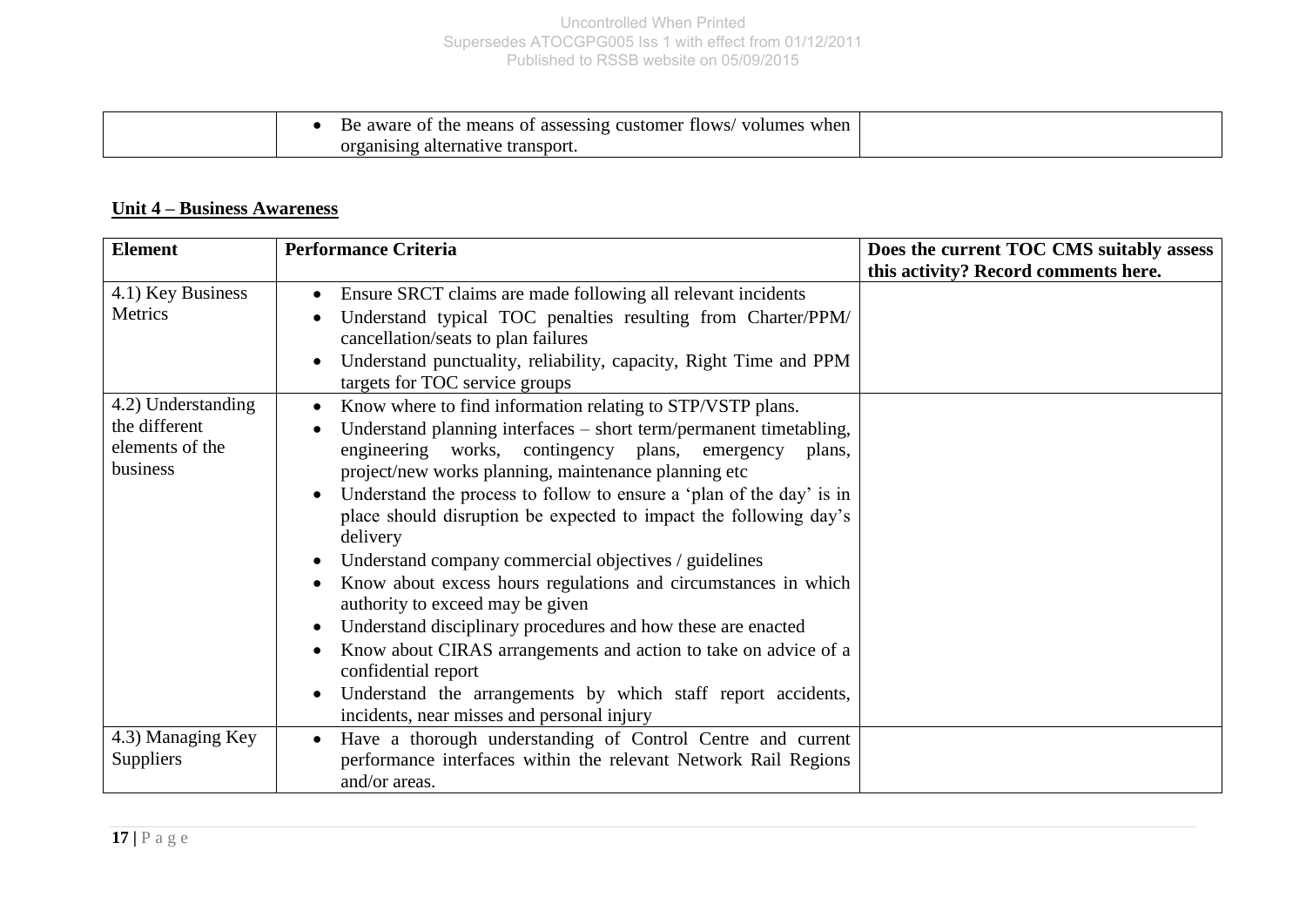| | • Be aware of the means of assessing customer flows/ volumes when organising alternative transport. | |
|---|---|---|

**Unit 4 – Business Awareness**

| **Element** | **Performance Criteria** | **Does the current TOC CMS suitably assess this activity? Record comments here.** |
|---|---|---|
| 4.1) Key Business Metrics | • Ensure SRCT claims are made following all relevant incidents<br>• Understand typical TOC penalties resulting from Charter/PPM/ cancellation/seats to plan failures<br>• Understand punctuality, reliability, capacity, Right Time and PPM targets for TOC service groups | |
| 4.2) Understanding the different elements of the business | • Know where to find information relating to STP/VSTP plans.<br>• Understand planning interfaces – short term/permanent timetabling, engineering works, contingency plans, emergency plans, project/new works planning, maintenance planning etc<br>• Understand the process to follow to ensure a 'plan of the day' is in place should disruption be expected to impact the following day's delivery<br>• Understand company commercial objectives / guidelines<br>• Know about excess hours regulations and circumstances in which authority to exceed may be given<br>• Understand disciplinary procedures and how these are enacted<br>• Know about CIRAS arrangements and action to take on advice of a confidential report<br>• Understand the arrangements by which staff report accidents, incidents, near misses and personal injury | |
| 4.3) Managing Key Suppliers | • Have a thorough understanding of Control Centre and current performance interfaces within the relevant Network Rail Regions and/or areas. | |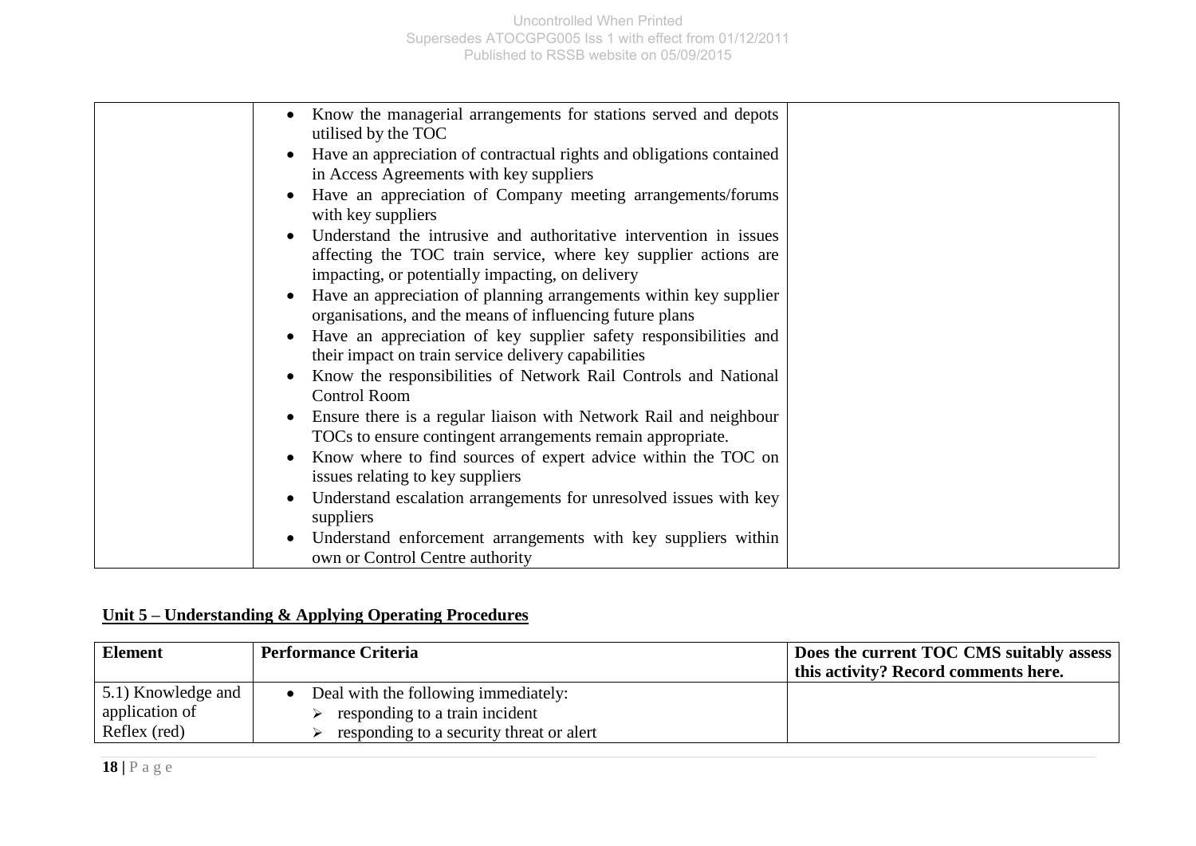| | | |
|---|---|---|
| | • Know the managerial arrangements for stations served and depots utilised by the TOC<br>• Have an appreciation of contractual rights and obligations contained in Access Agreements with key suppliers<br>• Have an appreciation of Company meeting arrangements/forums with key suppliers<br>• Understand the intrusive and authoritative intervention in issues affecting the TOC train service, where key supplier actions are impacting, or potentially impacting, on delivery<br>• Have an appreciation of planning arrangements within key supplier organisations, and the means of influencing future plans<br>• Have an appreciation of key supplier safety responsibilities and their impact on train service delivery capabilities<br>• Know the responsibilities of Network Rail Controls and National Control Room<br>• Ensure there is a regular liaison with Network Rail and neighbour TOCs to ensure contingent arrangements remain appropriate.<br>• Know where to find sources of expert advice within the TOC on issues relating to key suppliers<br>• Understand escalation arrangements for unresolved issues with key suppliers<br>• Understand enforcement arrangements with key suppliers within own or Control Centre authority | |

## Unit 5 – Understanding & Applying Operating Procedures

| Element | Performance Criteria | Does the current TOC CMS suitably assess this activity? Record comments here. |
|---|---|---|
| 5.1) Knowledge and application of Reflex (red) | • Deal with the following immediately:<br>➢ responding to a train incident<br>➢ responding to a security threat or alert | |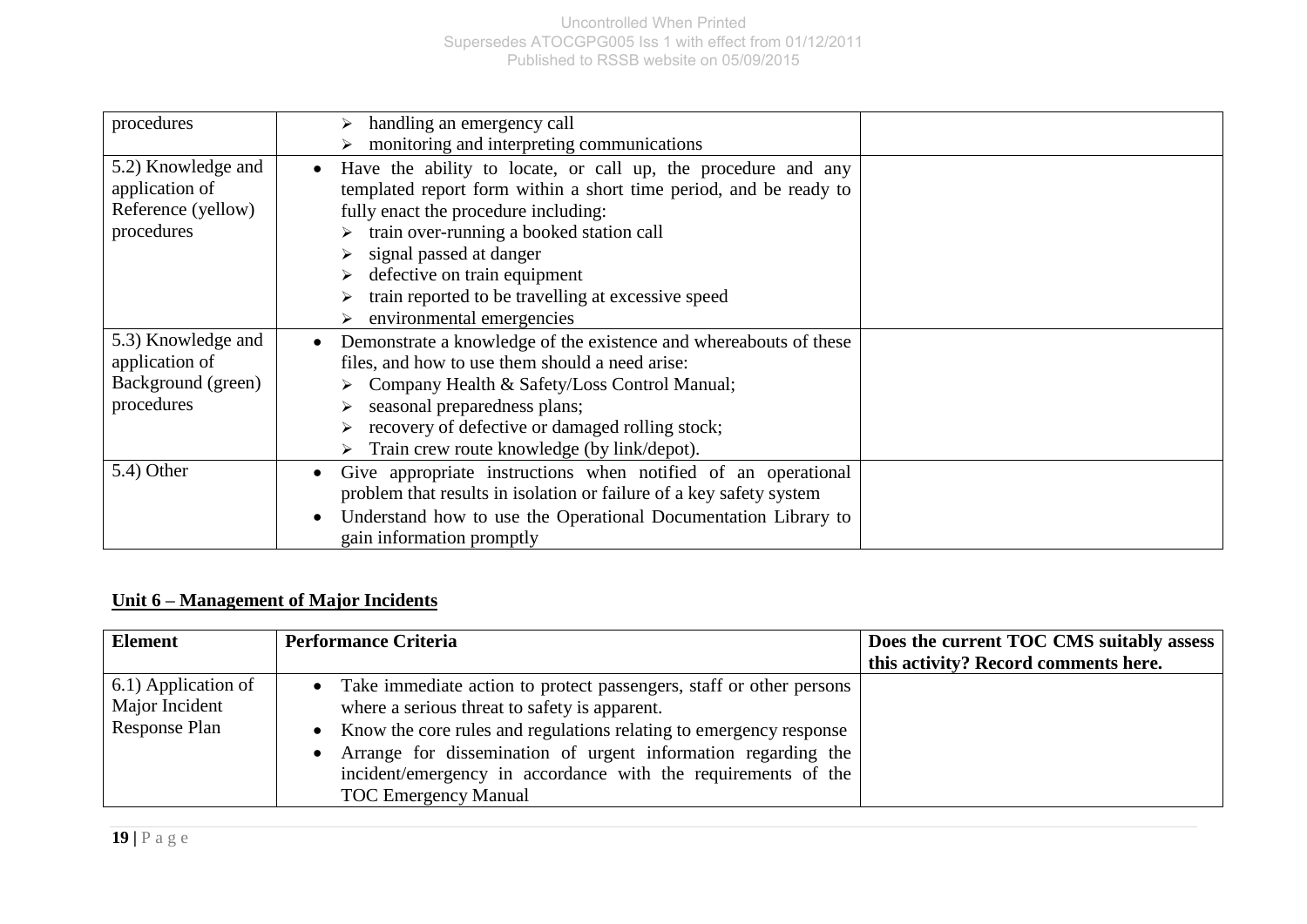| | | |
|---|---|---|
| procedures | ➢ handling an emergency call<br>➢ monitoring and interpreting communications | |
| 5.2) Knowledge and application of Reference (yellow) procedures | • Have the ability to locate, or call up, the procedure and any templated report form within a short time period, and be ready to fully enact the procedure including:<br>➢ train over-running a booked station call<br>➢ signal passed at danger<br>➢ defective on train equipment<br>➢ train reported to be travelling at excessive speed<br>➢ environmental emergencies | |
| 5.3) Knowledge and application of Background (green) procedures | • Demonstrate a knowledge of the existence and whereabouts of these files, and how to use them should a need arise:<br>➢ Company Health & Safety/Loss Control Manual;<br>➢ seasonal preparedness plans;<br>➢ recovery of defective or damaged rolling stock;<br>➢ Train crew route knowledge (by link/depot). | |
| 5.4) Other | • Give appropriate instructions when notified of an operational problem that results in isolation or failure of a key safety system<br>• Understand how to use the Operational Documentation Library to gain information promptly | |

## Unit 6 – Management of Major Incidents

| Element | Performance Criteria | Does the current TOC CMS suitably assess this activity? Record comments here. |
|---|---|---|
| 6.1) Application of Major Incident Response Plan | • Take immediate action to protect passengers, staff or other persons where a serious threat to safety is apparent.<br>• Know the core rules and regulations relating to emergency response<br>• Arrange for dissemination of urgent information regarding the incident/emergency in accordance with the requirements of the TOC Emergency Manual | |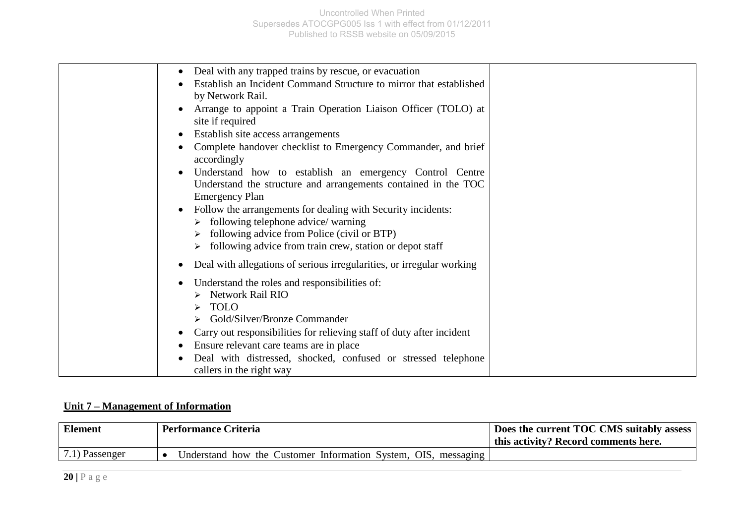| | | |
|---|---|---|
| | • Deal with any trapped trains by rescue, or evacuation<br>• Establish an Incident Command Structure to mirror that established by Network Rail.<br>• Arrange to appoint a Train Operation Liaison Officer (TOLO) at site if required<br>• Establish site access arrangements<br>• Complete handover checklist to Emergency Commander, and brief accordingly<br>• Understand how to establish an emergency Control Centre Understand the structure and arrangements contained in the TOC Emergency Plan<br>• Follow the arrangements for dealing with Security incidents:<br>  ➢ following telephone advice/ warning<br>  ➢ following advice from Police (civil or BTP)<br>  ➢ following advice from train crew, station or depot staff<br>• Deal with allegations of serious irregularities, or irregular working<br>• Understand the roles and responsibilities of:<br>  ➢ Network Rail RIO<br>  ➢ TOLO<br>  ➢ Gold/Silver/Bronze Commander<br>• Carry out responsibilities for relieving staff of duty after incident<br>• Ensure relevant care teams are in place<br>• Deal with distressed, shocked, confused or stressed telephone callers in the right way | |

**Unit 7 – Management of Information**

| Element | Performance Criteria | Does the current TOC CMS suitably assess this activity? Record comments here. |
|---|---|---|
| 7.1) Passenger | • Understand how the Customer Information System, OIS, messaging | |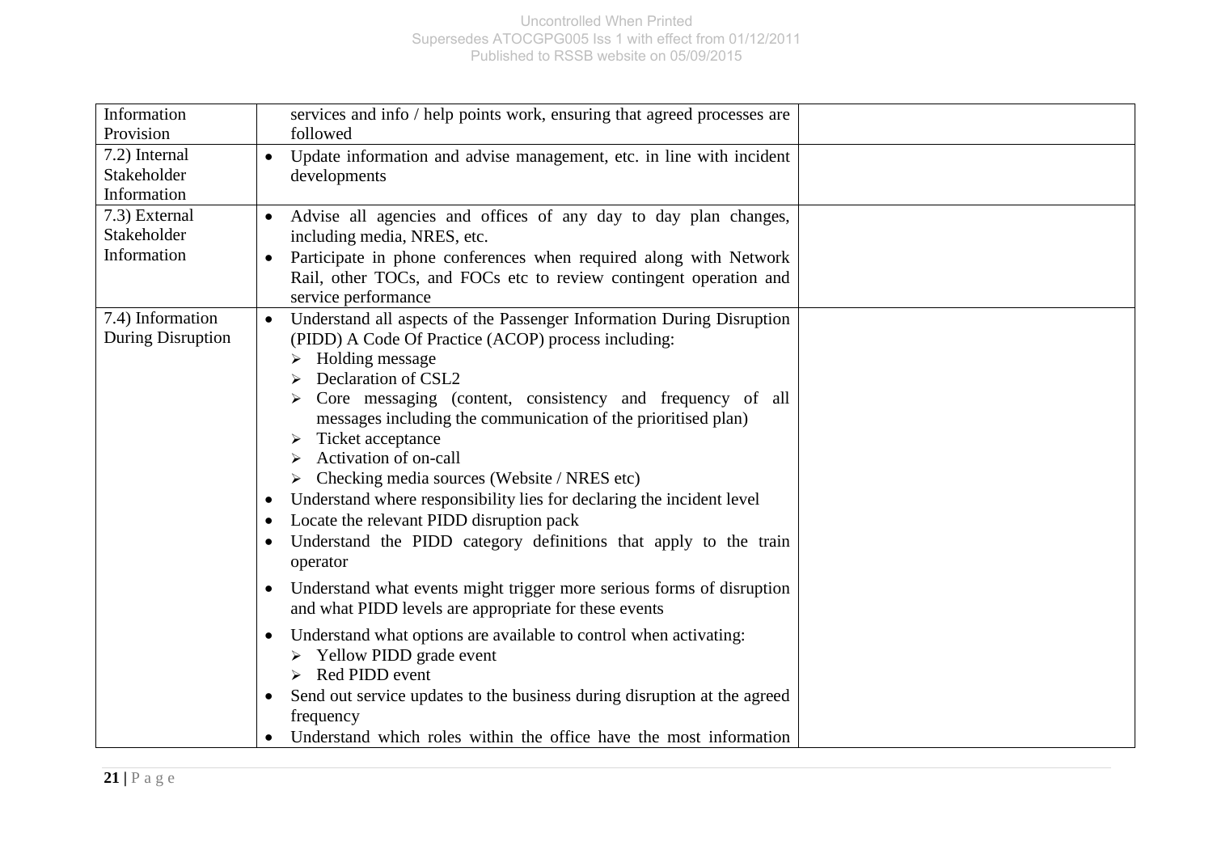| Information Provision | services and info / help points work, ensuring that agreed processes are followed | |
|---|---|---|
| 7.2) Internal Stakeholder Information | • Update information and advise management, etc. in line with incident developments | |
| 7.3) External Stakeholder Information | • Advise all agencies and offices of any day to day plan changes, including media, NRES, etc.<br>• Participate in phone conferences when required along with Network Rail, other TOCs, and FOCs etc to review contingent operation and service performance | |
| 7.4) Information During Disruption | • Understand all aspects of the Passenger Information During Disruption (PIDD) A Code Of Practice (ACOP) process including:<br>➢ Holding message<br>➢ Declaration of CSL2<br>➢ Core messaging (content, consistency and frequency of all messages including the communication of the prioritised plan)<br>➢ Ticket acceptance<br>➢ Activation of on-call<br>➢ Checking media sources (Website / NRES etc)<br>• Understand where responsibility lies for declaring the incident level<br>• Locate the relevant PIDD disruption pack<br>• Understand the PIDD category definitions that apply to the train operator<br>• Understand what events might trigger more serious forms of disruption and what PIDD levels are appropriate for these events<br>• Understand what options are available to control when activating:<br>➢ Yellow PIDD grade event<br>➢ Red PIDD event<br>• Send out service updates to the business during disruption at the agreed frequency<br>• Understand which roles within the office have the most information | |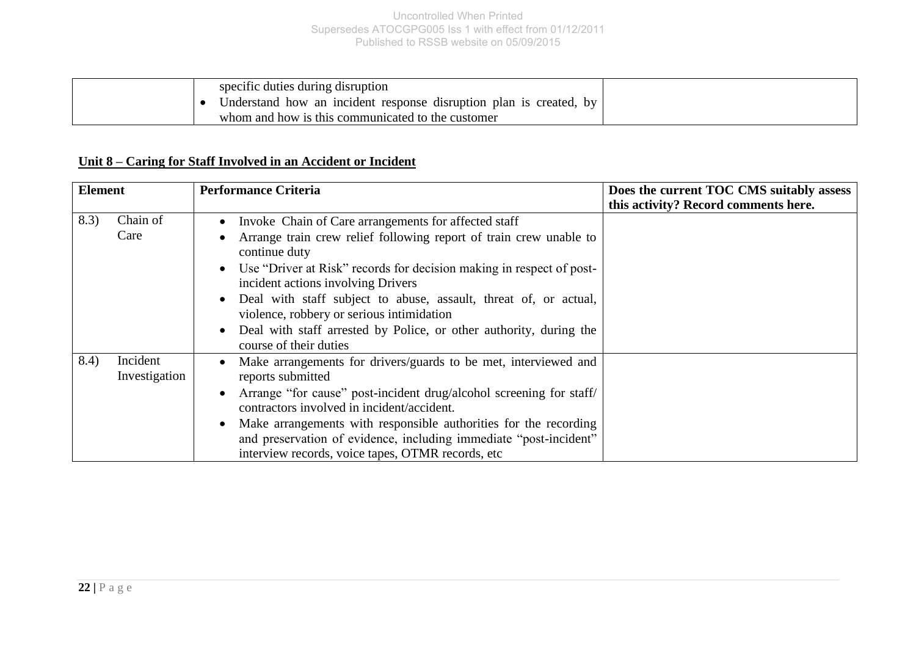| | | |
|---|---|---|
| | specific duties during disruption<br>• Understand how an incident response disruption plan is created, by whom and how is this communicated to the customer | |

**Unit 8 – Caring for Staff Involved in an Accident or Incident**

| Element | Performance Criteria | Does the current TOC CMS suitably assess this activity? Record comments here. |
|---|---|---|
| 8.3) Chain of Care | • Invoke Chain of Care arrangements for affected staff<br>• Arrange train crew relief following report of train crew unable to continue duty<br>• Use "Driver at Risk" records for decision making in respect of post-incident actions involving Drivers<br>• Deal with staff subject to abuse, assault, threat of, or actual, violence, robbery or serious intimidation<br>• Deal with staff arrested by Police, or other authority, during the course of their duties | |
| 8.4) Incident Investigation | • Make arrangements for drivers/guards to be met, interviewed and reports submitted<br>• Arrange "for cause" post-incident drug/alcohol screening for staff/ contractors involved in incident/accident.<br>• Make arrangements with responsible authorities for the recording and preservation of evidence, including immediate "post-incident" interview records, voice tapes, OTMR records, etc | |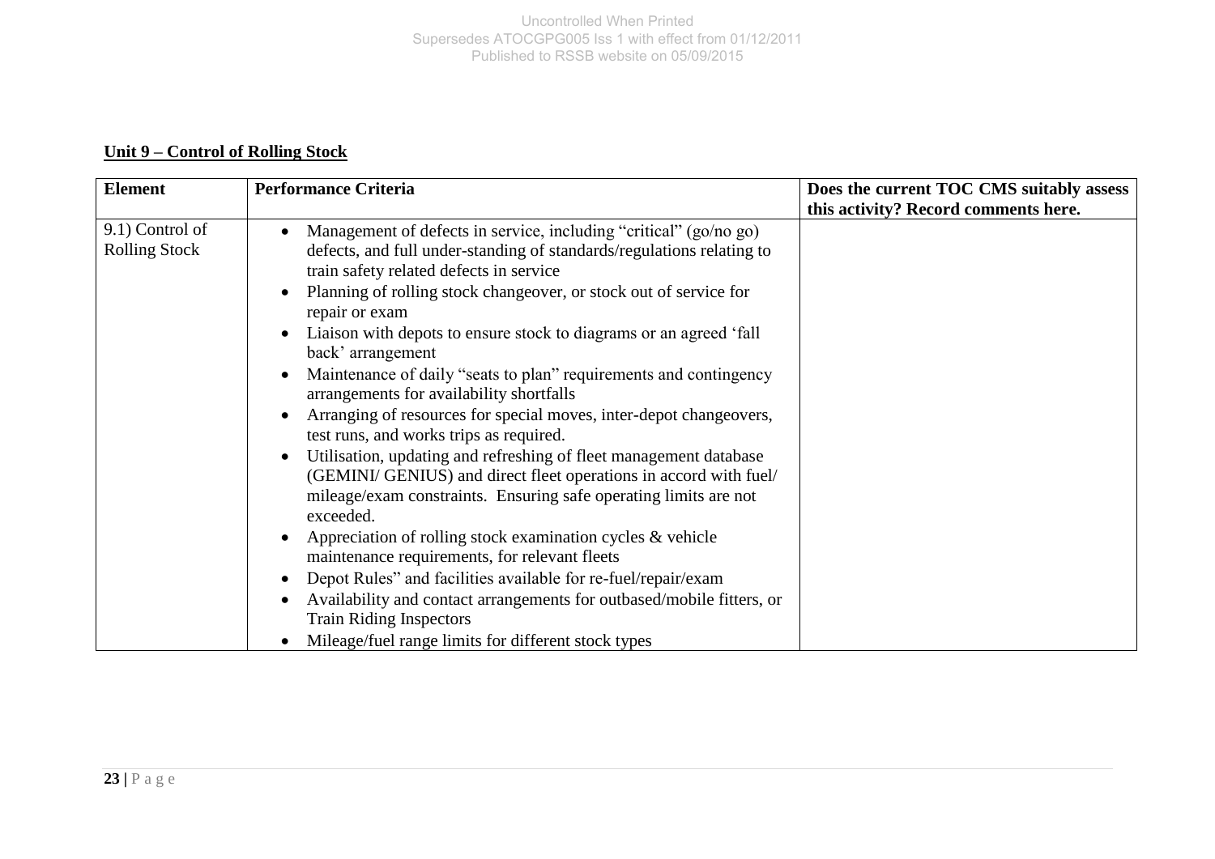## Unit 9 – Control of Rolling Stock

| Element | Performance Criteria | Does the current TOC CMS suitably assess this activity? Record comments here. |
|---|---|---|
| 9.1) Control of Rolling Stock | • Management of defects in service, including “critical” (go/no go) defects, and full under-standing of standards/regulations relating to train safety related defects in service<br>• Planning of rolling stock changeover, or stock out of service for repair or exam<br>• Liaison with depots to ensure stock to diagrams or an agreed ‘fall back’ arrangement<br>• Maintenance of daily “seats to plan” requirements and contingency arrangements for availability shortfalls<br>• Arranging of resources for special moves, inter-depot changeovers, test runs, and works trips as required.<br>• Utilisation, updating and refreshing of fleet management database (GEMINI/ GENIUS) and direct fleet operations in accord with fuel/ mileage/exam constraints. Ensuring safe operating limits are not exceeded.<br>• Appreciation of rolling stock examination cycles & vehicle maintenance requirements, for relevant fleets<br>• Depot Rules” and facilities available for re-fuel/repair/exam<br>• Availability and contact arrangements for outbased/mobile fitters, or Train Riding Inspectors<br>• Mileage/fuel range limits for different stock types | |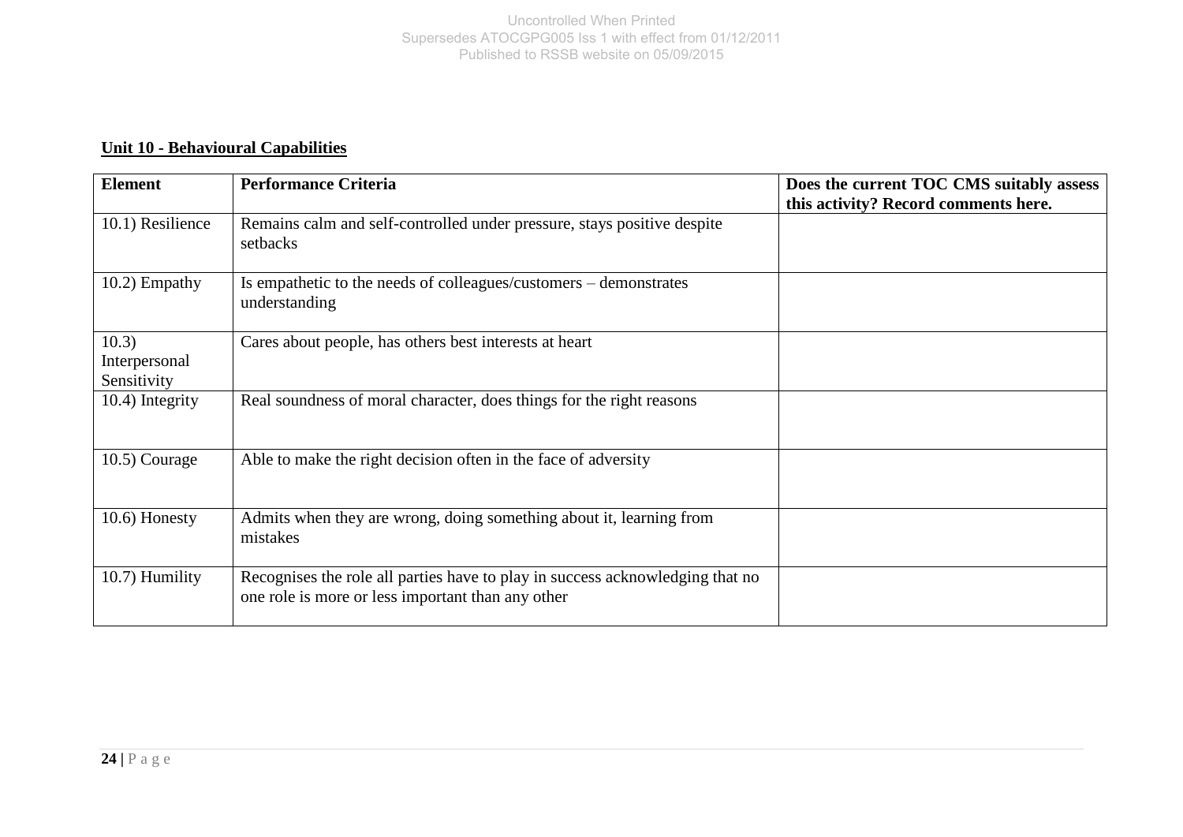**Unit 10 - Behavioural Capabilities**

| Element | Performance Criteria | Does the current TOC CMS suitably assess this activity? Record comments here. |
| --- | --- | --- |
| 10.1) Resilience | Remains calm and self-controlled under pressure, stays positive despite setbacks | |
| 10.2) Empathy | Is empathetic to the needs of colleagues/customers – demonstrates understanding | |
| 10.3) Interpersonal Sensitivity | Cares about people, has others best interests at heart | |
| 10.4) Integrity | Real soundness of moral character, does things for the right reasons | |
| 10.5) Courage | Able to make the right decision often in the face of adversity | |
| 10.6) Honesty | Admits when they are wrong, doing something about it, learning from mistakes | |
| 10.7) Humility | Recognises the role all parties have to play in success acknowledging that no one role is more or less important than any other | |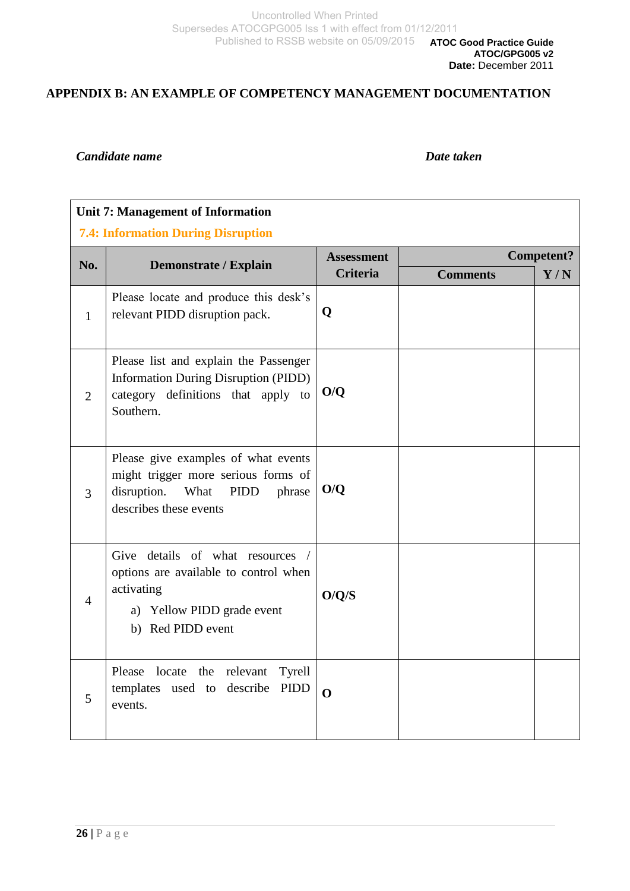## APPENDIX B: AN EXAMPLE OF COMPETENCY MANAGEMENT DOCUMENTATION

***Candidate name*** ***Date taken***

| Unit 7: Management of Information | | | | |
|---|---|---|---|---|
| **7.4: Information During Disruption** | | | | |
| **No.** | **Demonstrate / Explain** | **Assessment Criteria** | **Competent?** | |
| | | | **Comments** | **Y / N** |
| 1 | Please locate and produce this desk's relevant PIDD disruption pack. | **Q** | | |
| 2 | Please list and explain the Passenger Information During Disruption (PIDD) category definitions that apply to Southern. | **O/Q** | | |
| 3 | Please give examples of what events might trigger more serious forms of disruption. What PIDD phrase describes these events | **O/Q** | | |
| 4 | Give details of what resources / options are available to control when activating<br>a) Yellow PIDD grade event<br>b) Red PIDD event | **O/Q/S** | | |
| 5 | Please locate the relevant Tyrell templates used to describe PIDD events. | **O** | | |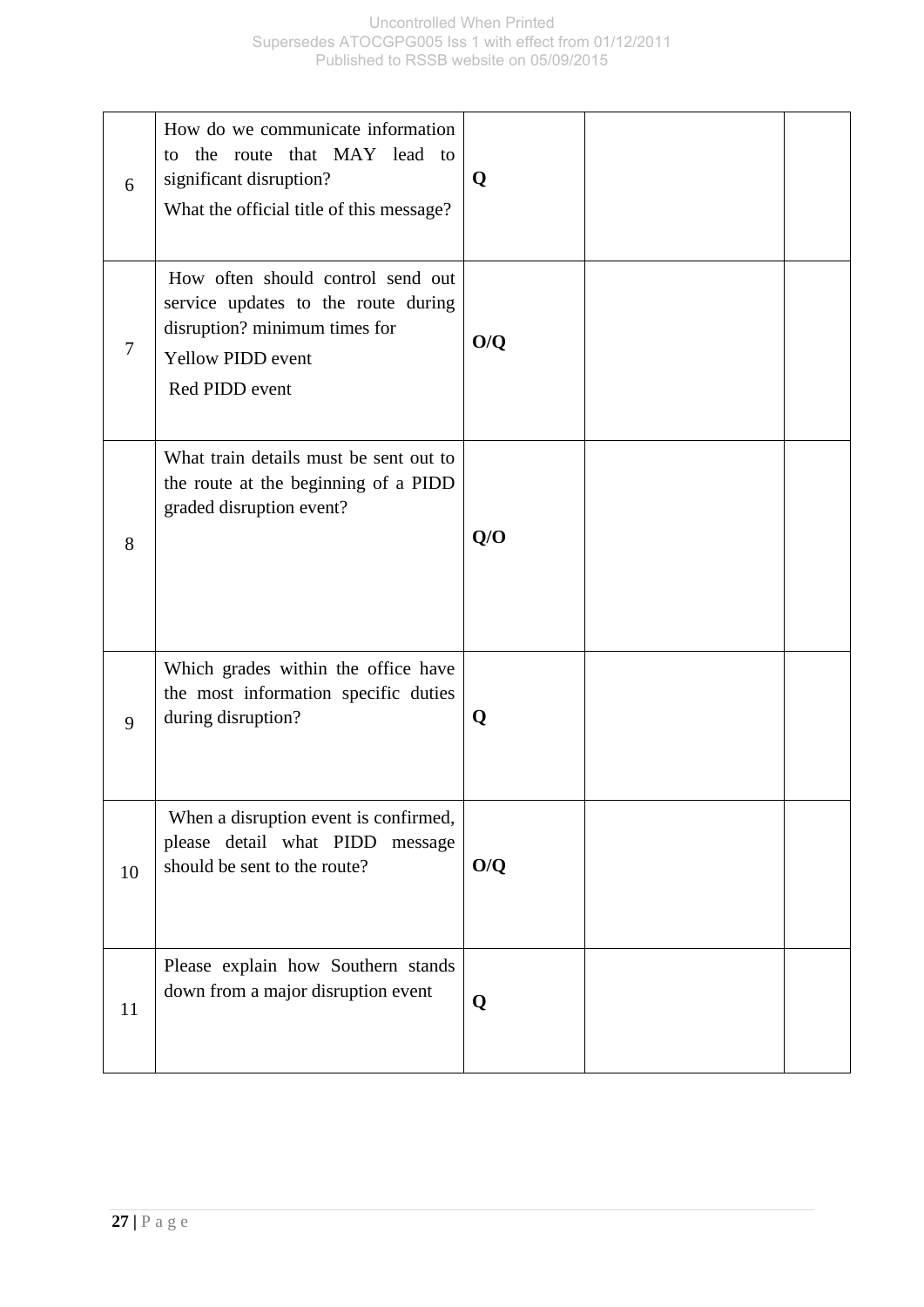| | | | | |
|---|---|---|---|---|
| 6 | How do we communicate information to the route that MAY lead to significant disruption?<br>What the official title of this message? | **Q** | | |
| 7 | How often should control send out service updates to the route during disruption? minimum times for<br>Yellow PIDD event<br>Red PIDD event | **O/Q** | | |
| 8 | What train details must be sent out to the route at the beginning of a PIDD graded disruption event? | **Q/O** | | |
| 9 | Which grades within the office have the most information specific duties during disruption? | **Q** | | |
| 10 | When a disruption event is confirmed, please detail what PIDD message should be sent to the route? | **O/Q** | | |
| 11 | Please explain how Southern stands down from a major disruption event | **Q** | | |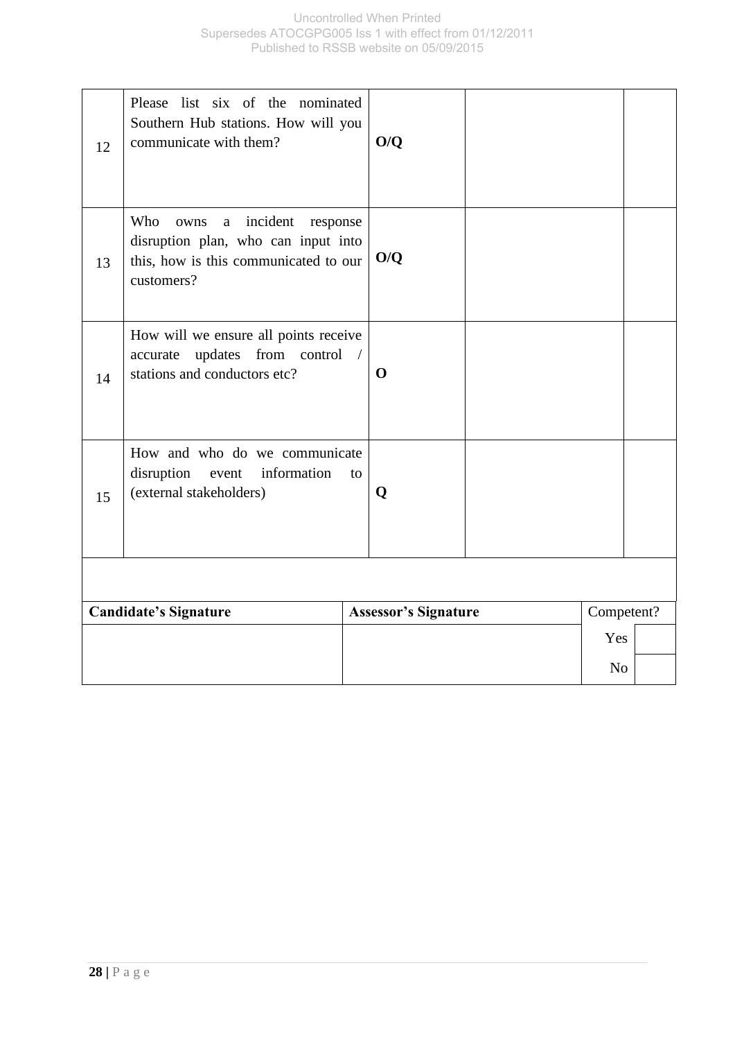| | | | | |
|---|---|---|---|---|
| 12 | Please list six of the nominated Southern Hub stations. How will you communicate with them? | **O/Q** | | |
| 13 | Who owns a incident response disruption plan, who can input into this, how is this communicated to our customers? | **O/Q** | | |
| 14 | How will we ensure all points receive accurate updates from control / stations and conductors etc? | **O** | | |
| 15 | How and who do we communicate disruption event information to (external stakeholders) | **Q** | | |

| **Candidate's Signature** | **Assessor's Signature** | Competent? | |
|---|---|---|---|
| | | Yes | |
| | | No | |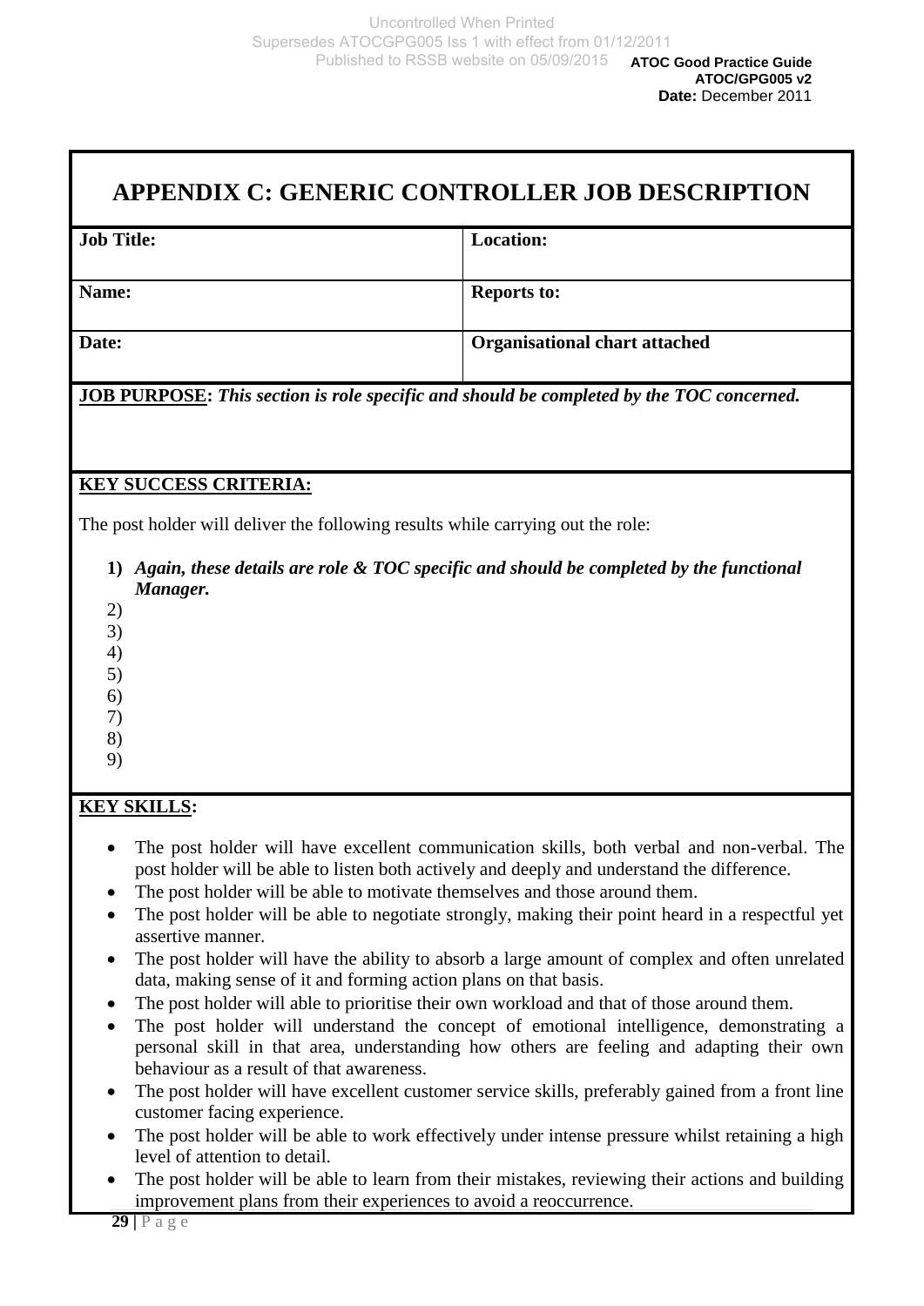# APPENDIX C: GENERIC CONTROLLER JOB DESCRIPTION

| **Job Title:** | **Location:** |
| --- | --- |
| **Name:** | **Reports to:** |
| **Date:** | **Organisational chart attached** |

**JOB PURPOSE:** ***This section is role specific and should be completed by the TOC concerned.***

**KEY SUCCESS CRITERIA:**

The post holder will deliver the following results while carrying out the role:

1) ***Again, these details are role & TOC specific and should be completed by the functional Manager.***
2)
3)
4)
5)
6)
7)
8)
9)

**KEY SKILLS:**

- The post holder will have excellent communication skills, both verbal and non-verbal. The post holder will be able to listen both actively and deeply and understand the difference.
- The post holder will be able to motivate themselves and those around them.
- The post holder will be able to negotiate strongly, making their point heard in a respectful yet assertive manner.
- The post holder will have the ability to absorb a large amount of complex and often unrelated data, making sense of it and forming action plans on that basis.
- The post holder will able to prioritise their own workload and that of those around them.
- The post holder will understand the concept of emotional intelligence, demonstrating a personal skill in that area, understanding how others are feeling and adapting their own behaviour as a result of that awareness.
- The post holder will have excellent customer service skills, preferably gained from a front line customer facing experience.
- The post holder will be able to work effectively under intense pressure whilst retaining a high level of attention to detail.
- The post holder will be able to learn from their mistakes, reviewing their actions and building improvement plans from their experiences to avoid a reoccurrence.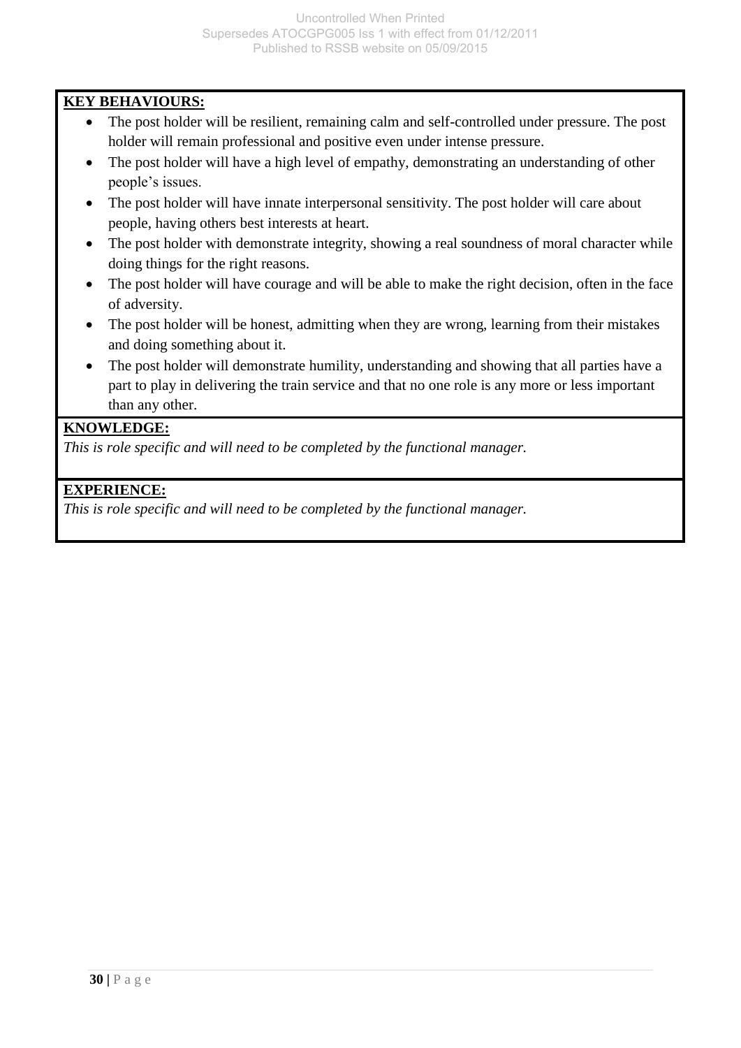**KEY BEHAVIOURS:**

- The post holder will be resilient, remaining calm and self-controlled under pressure. The post holder will remain professional and positive even under intense pressure.
- The post holder will have a high level of empathy, demonstrating an understanding of other people's issues.
- The post holder will have innate interpersonal sensitivity. The post holder will care about people, having others best interests at heart.
- The post holder with demonstrate integrity, showing a real soundness of moral character while doing things for the right reasons.
- The post holder will have courage and will be able to make the right decision, often in the face of adversity.
- The post holder will be honest, admitting when they are wrong, learning from their mistakes and doing something about it.
- The post holder will demonstrate humility, understanding and showing that all parties have a part to play in delivering the train service and that no one role is any more or less important than any other.

**KNOWLEDGE:**

*This is role specific and will need to be completed by the functional manager.*

**EXPERIENCE:**

*This is role specific and will need to be completed by the functional manager.*